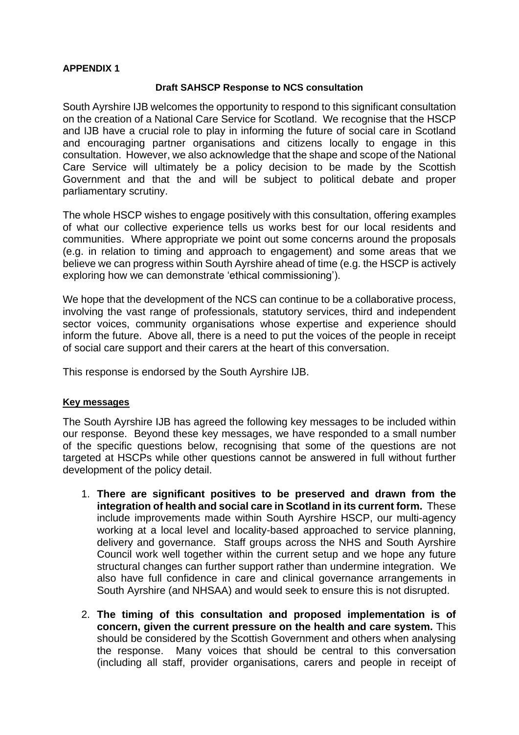**APPENDIX 1**

**Draft SAHSCP Response to NCS consultation**

South Ayrshire IJB welcomes the opportunity to respond to this significant consultation on the creation of a National Care Service for Scotland. We recognise that the HSCP and IJB have a crucial role to play in informing the future of social care in Scotland and encouraging partner organisations and citizens locally to engage in this consultation. However, we also acknowledge that the shape and scope of the National Care Service will ultimately be a policy decision to be made by the Scottish Government and that the and will be subject to political debate and proper parliamentary scrutiny.

The whole HSCP wishes to engage positively with this consultation, offering examples of what our collective experience tells us works best for our local residents and communities. Where appropriate we point out some concerns around the proposals (e.g. in relation to timing and approach to engagement) and some areas that we believe we can progress within South Ayrshire ahead of time (e.g. the HSCP is actively exploring how we can demonstrate 'ethical commissioning').

We hope that the development of the NCS can continue to be a collaborative process, involving the vast range of professionals, statutory services, third and independent sector voices, community organisations whose expertise and experience should inform the future. Above all, there is a need to put the voices of the people in receipt of social care support and their carers at the heart of this conversation.

This response is endorsed by the South Ayrshire IJB.

**Key messages**

The South Ayrshire IJB has agreed the following key messages to be included within our response. Beyond these key messages, we have responded to a small number of the specific questions below, recognising that some of the questions are not targeted at HSCPs while other questions cannot be answered in full without further development of the policy detail.

1. **There are significant positives to be preserved and drawn from the integration of health and social care in Scotland in its current form.** These include improvements made within South Ayrshire HSCP, our multi-agency working at a local level and locality-based approached to service planning, delivery and governance. Staff groups across the NHS and South Ayrshire Council work well together within the current setup and we hope any future structural changes can further support rather than undermine integration. We also have full confidence in care and clinical governance arrangements in South Ayrshire (and NHSAA) and would seek to ensure this is not disrupted.

2. **The timing of this consultation and proposed implementation is of concern, given the current pressure on the health and care system.** This should be considered by the Scottish Government and others when analysing the response. Many voices that should be central to this conversation (including all staff, provider organisations, carers and people in receipt of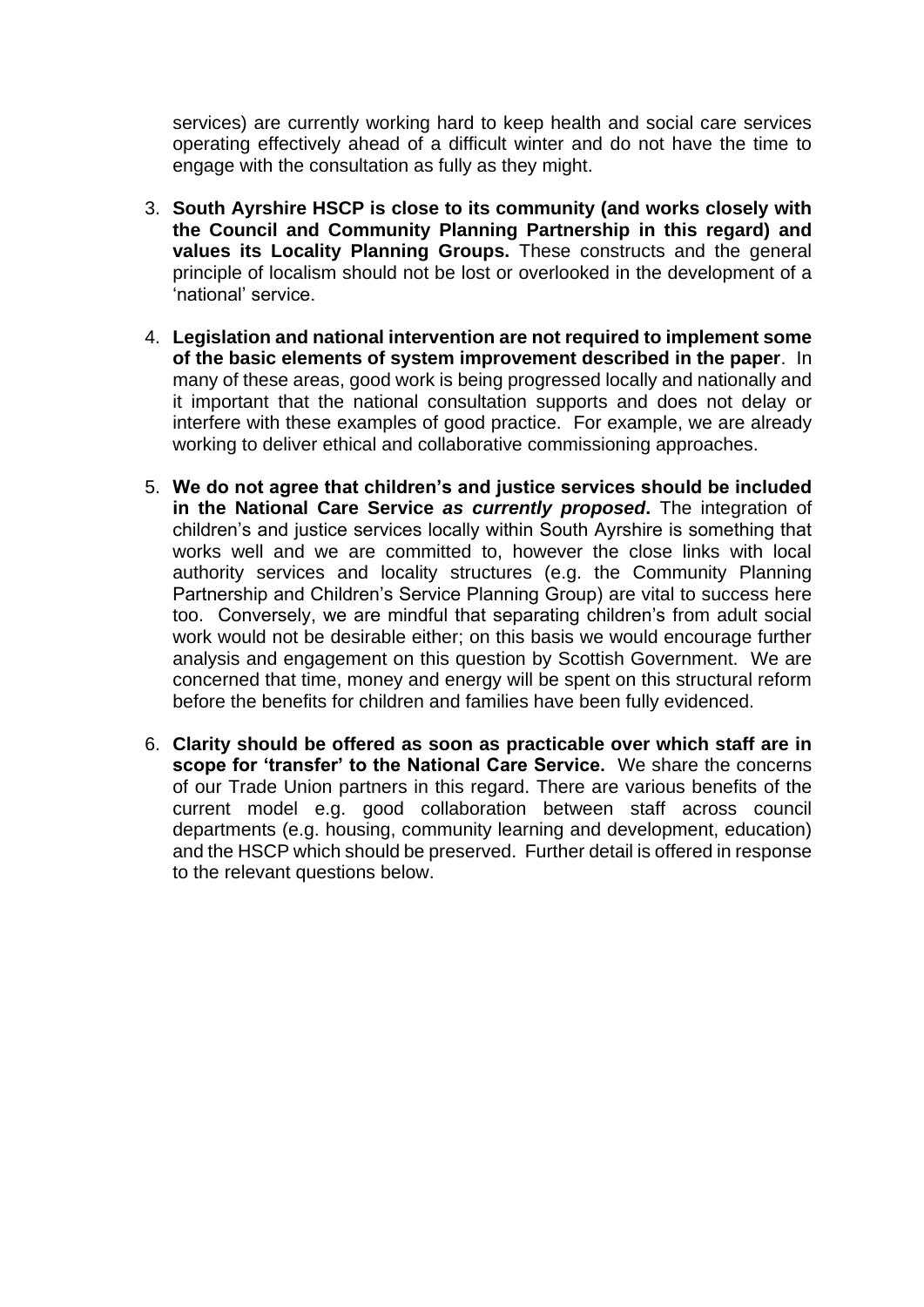services) are currently working hard to keep health and social care services operating effectively ahead of a difficult winter and do not have the time to engage with the consultation as fully as they might.

3. **South Ayrshire HSCP is close to its community (and works closely with the Council and Community Planning Partnership in this regard) and values its Locality Planning Groups.** These constructs and the general principle of localism should not be lost or overlooked in the development of a 'national' service.

4. **Legislation and national intervention are not required to implement some of the basic elements of system improvement described in the paper**. In many of these areas, good work is being progressed locally and nationally and it important that the national consultation supports and does not delay or interfere with these examples of good practice. For example, we are already working to deliver ethical and collaborative commissioning approaches.

5. **We do not agree that children's and justice services should be included in the National Care Service *as currently proposed*.** The integration of children's and justice services locally within South Ayrshire is something that works well and we are committed to, however the close links with local authority services and locality structures (e.g. the Community Planning Partnership and Children's Service Planning Group) are vital to success here too. Conversely, we are mindful that separating children's from adult social work would not be desirable either; on this basis we would encourage further analysis and engagement on this question by Scottish Government. We are concerned that time, money and energy will be spent on this structural reform before the benefits for children and families have been fully evidenced.

6. **Clarity should be offered as soon as practicable over which staff are in scope for 'transfer' to the National Care Service.** We share the concerns of our Trade Union partners in this regard. There are various benefits of the current model e.g. good collaboration between staff across council departments (e.g. housing, community learning and development, education) and the HSCP which should be preserved. Further detail is offered in response to the relevant questions below.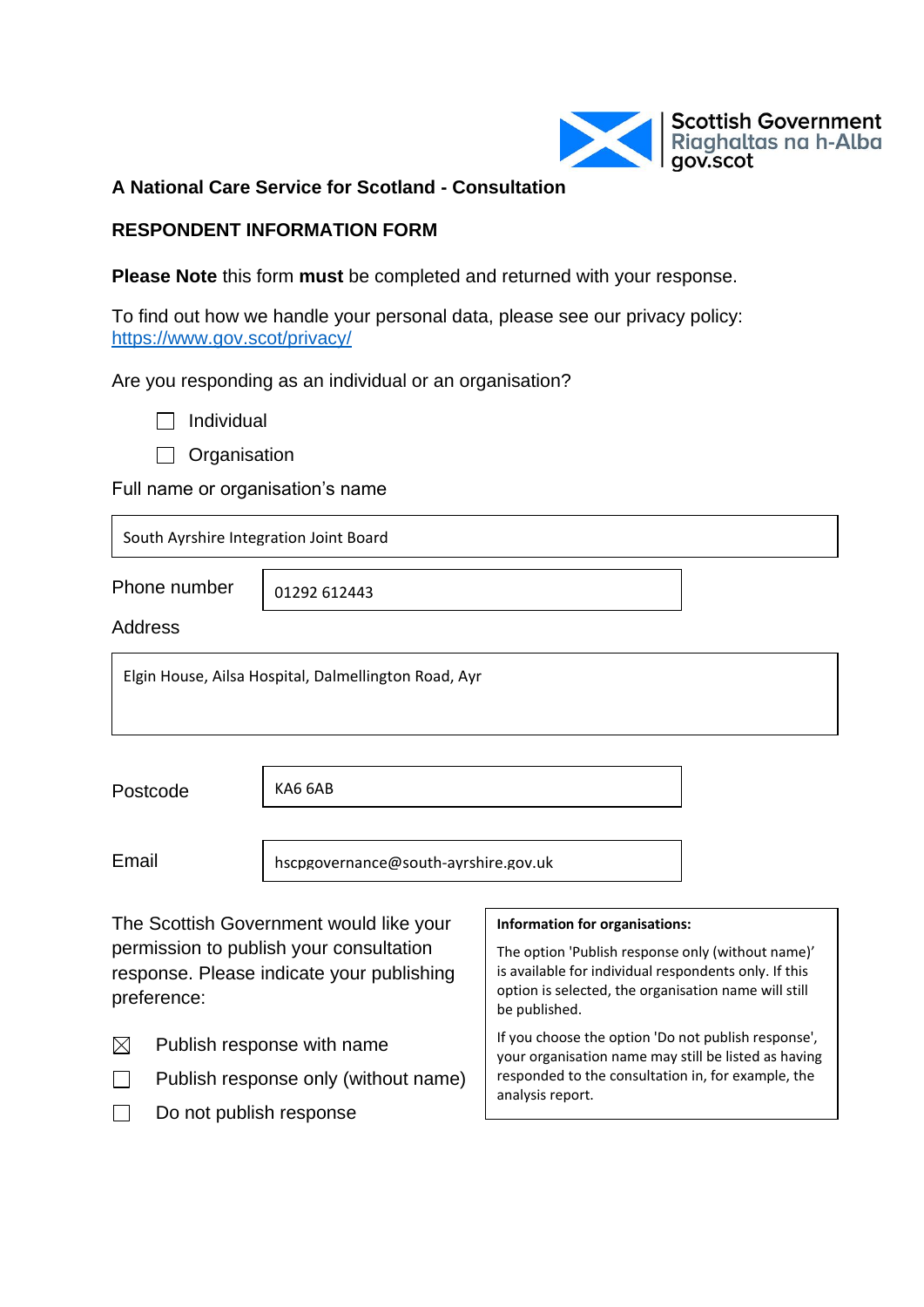Scottish Government
Riaghaltas na h-Alba
gov.scot

**A National Care Service for Scotland - Consultation**

**RESPONDENT INFORMATION FORM**

**Please Note** this form **must** be completed and returned with your response.

To find out how we handle your personal data, please see our privacy policy: https://www.gov.scot/privacy/

Are you responding as an individual or an organisation?

- ☐ Individual
- ☐ Organisation

Full name or organisation's name

South Ayrshire Integration Joint Board

Phone number: 01292 612443

Address

Elgin House, Ailsa Hospital, Dalmellington Road, Ayr

Postcode: KA6 6AB

Email: hscpgovernance@south-ayrshire.gov.uk

The Scottish Government would like your permission to publish your consultation response. Please indicate your publishing preference:

- ☒ Publish response with name
- ☐ Publish response only (without name)
- ☐ Do not publish response

**Information for organisations:**

The option 'Publish response only (without name)' is available for individual respondents only. If this option is selected, the organisation name will still be published.

If you choose the option 'Do not publish response', your organisation name may still be listed as having responded to the consultation in, for example, the analysis report.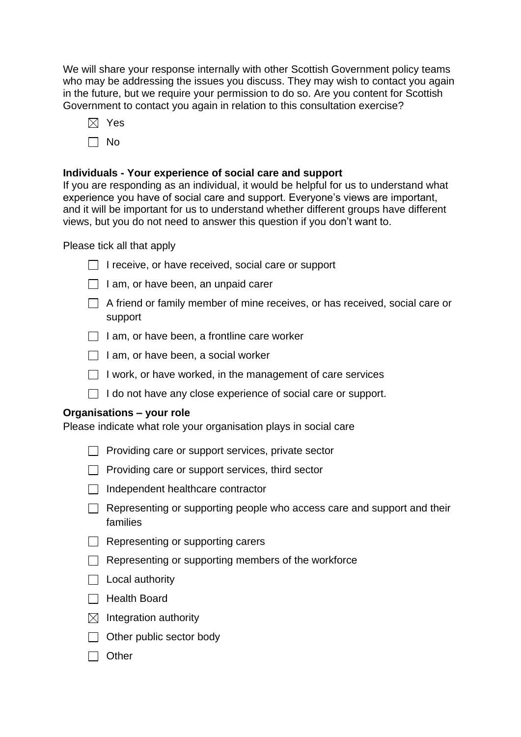We will share your response internally with other Scottish Government policy teams who may be addressing the issues you discuss. They may wish to contact you again in the future, but we require your permission to do so. Are you content for Scottish Government to contact you again in relation to this consultation exercise?

☒ Yes

☐ No

**Individuals - Your experience of social care and support**
If you are responding as an individual, it would be helpful for us to understand what experience you have of social care and support. Everyone's views are important, and it will be important for us to understand whether different groups have different views, but you do not need to answer this question if you don't want to.

Please tick all that apply

☐ I receive, or have received, social care or support

☐ I am, or have been, an unpaid carer

☐ A friend or family member of mine receives, or has received, social care or support

☐ I am, or have been, a frontline care worker

☐ I am, or have been, a social worker

☐ I work, or have worked, in the management of care services

☐ I do not have any close experience of social care or support.

**Organisations – your role**
Please indicate what role your organisation plays in social care

☐ Providing care or support services, private sector

☐ Providing care or support services, third sector

☐ Independent healthcare contractor

☐ Representing or supporting people who access care and support and their families

☐ Representing or supporting carers

☐ Representing or supporting members of the workforce

☐ Local authority

☐ Health Board

☒ Integration authority

☐ Other public sector body

☐ Other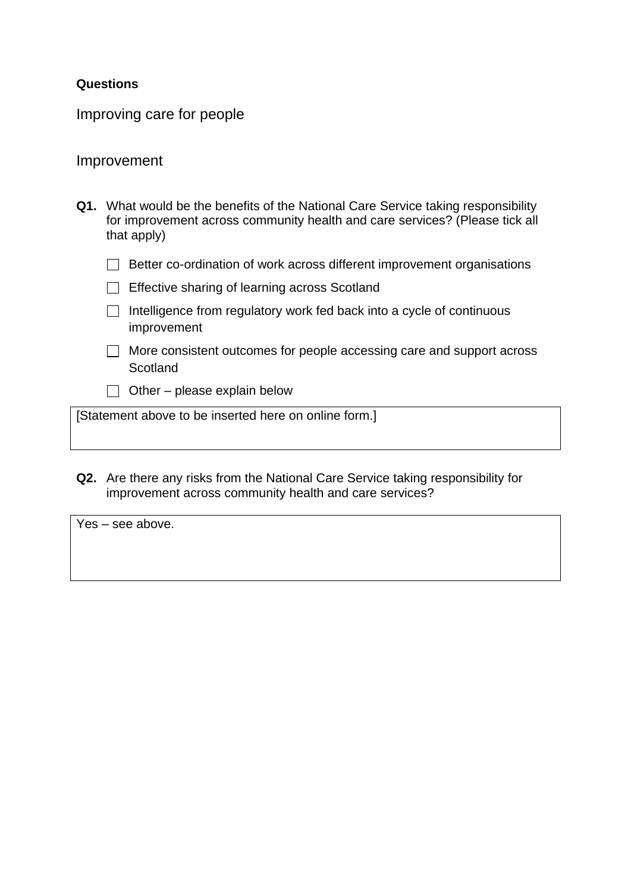**Questions**

## Improving care for people

### Improvement

**Q1.** What would be the benefits of the National Care Service taking responsibility for improvement across community health and care services? (Please tick all that apply)

- ☐ Better co-ordination of work across different improvement organisations
- ☐ Effective sharing of learning across Scotland
- ☐ Intelligence from regulatory work fed back into a cycle of continuous improvement
- ☐ More consistent outcomes for people accessing care and support across Scotland
- ☐ Other – please explain below

| [Statement above to be inserted here on online form.] |
| --- |

**Q2.** Are there any risks from the National Care Service taking responsibility for improvement across community health and care services?

| Yes – see above. |
| --- |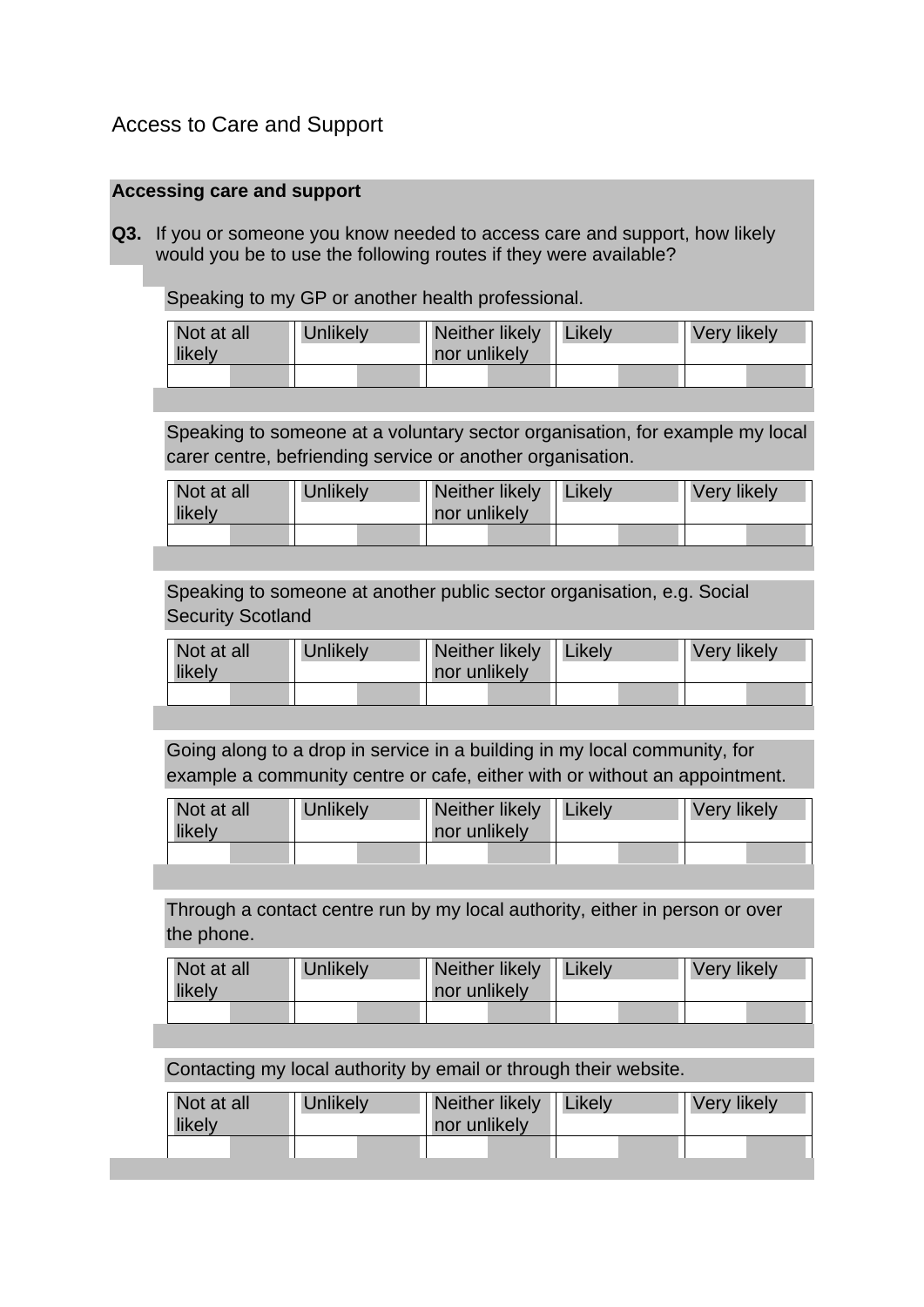# Access to Care and Support

**Accessing care and support**

**Q3.** If you or someone you know needed to access care and support, how likely would you be to use the following routes if they were available?

Speaking to my GP or another health professional.

| Not at all likely | Unlikely | Neither likely nor unlikely | Likely | Very likely |
|---|---|---|---|---|
| | | | | |

Speaking to someone at a voluntary sector organisation, for example my local carer centre, befriending service or another organisation.

| Not at all likely | Unlikely | Neither likely nor unlikely | Likely | Very likely |
|---|---|---|---|---|
| | | | | |

Speaking to someone at another public sector organisation, e.g. Social Security Scotland

| Not at all likely | Unlikely | Neither likely nor unlikely | Likely | Very likely |
|---|---|---|---|---|
| | | | | |

Going along to a drop in service in a building in my local community, for example a community centre or cafe, either with or without an appointment.

| Not at all likely | Unlikely | Neither likely nor unlikely | Likely | Very likely |
|---|---|---|---|---|
| | | | | |

Through a contact centre run by my local authority, either in person or over the phone.

| Not at all likely | Unlikely | Neither likely nor unlikely | Likely | Very likely |
|---|---|---|---|---|
| | | | | |

Contacting my local authority by email or through their website.

| Not at all likely | Unlikely | Neither likely nor unlikely | Likely | Very likely |
|---|---|---|---|---|
| | | | | |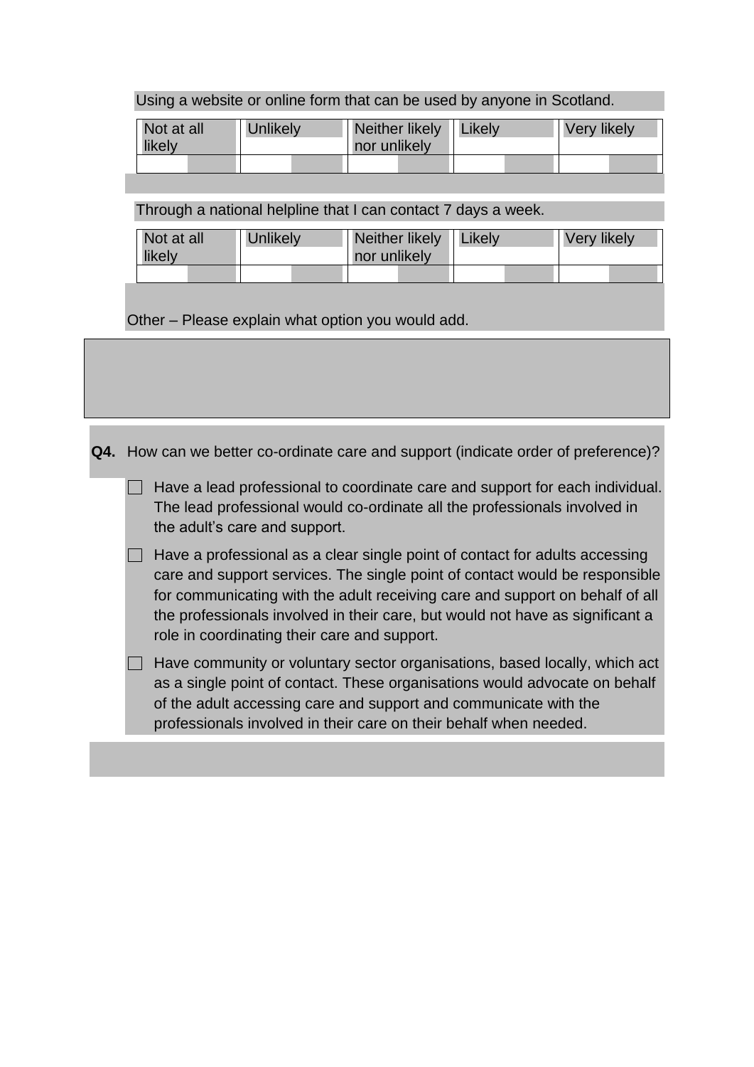Using a website or online form that can be used by anyone in Scotland.

| Not at all likely | Unlikely | Neither likely nor unlikely | Likely | Very likely |
|---|---|---|---|---|
| | | | | |

Through a national helpline that I can contact 7 days a week.

| Not at all likely | Unlikely | Neither likely nor unlikely | Likely | Very likely |
|---|---|---|---|---|
| | | | | |

Other – Please explain what option you would add.

**Q4.** How can we better co-ordinate care and support (indicate order of preference)?

- ☐ Have a lead professional to coordinate care and support for each individual. The lead professional would co-ordinate all the professionals involved in the adult's care and support.
- ☐ Have a professional as a clear single point of contact for adults accessing care and support services. The single point of contact would be responsible for communicating with the adult receiving care and support on behalf of all the professionals involved in their care, but would not have as significant a role in coordinating their care and support.
- ☐ Have community or voluntary sector organisations, based locally, which act as a single point of contact. These organisations would advocate on behalf of the adult accessing care and support and communicate with the professionals involved in their care on their behalf when needed.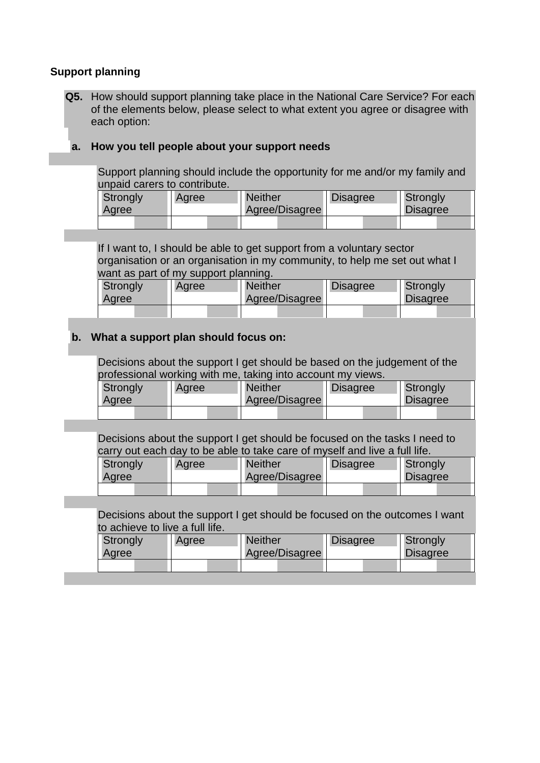**Support planning**

**Q5.** How should support planning take place in the National Care Service? For each of the elements below, please select to what extent you agree or disagree with each option:

**a. How you tell people about your support needs**

Support planning should include the opportunity for me and/or my family and unpaid carers to contribute.

| Strongly Agree | Agree | Neither Agree/Disagree | Disagree | Strongly Disagree |
|---|---|---|---|---|
| | | | | |

If I want to, I should be able to get support from a voluntary sector organisation or an organisation in my community, to help me set out what I want as part of my support planning.

| Strongly Agree | Agree | Neither Agree/Disagree | Disagree | Strongly Disagree |
|---|---|---|---|---|
| | | | | |

**b. What a support plan should focus on:**

Decisions about the support I get should be based on the judgement of the professional working with me, taking into account my views.

| Strongly Agree | Agree | Neither Agree/Disagree | Disagree | Strongly Disagree |
|---|---|---|---|---|
| | | | | |

Decisions about the support I get should be focused on the tasks I need to carry out each day to be able to take care of myself and live a full life.

| Strongly Agree | Agree | Neither Agree/Disagree | Disagree | Strongly Disagree |
|---|---|---|---|---|
| | | | | |

Decisions about the support I get should be focused on the outcomes I want to achieve to live a full life.

| Strongly Agree | Agree | Neither Agree/Disagree | Disagree | Strongly Disagree |
|---|---|---|---|---|
| | | | | |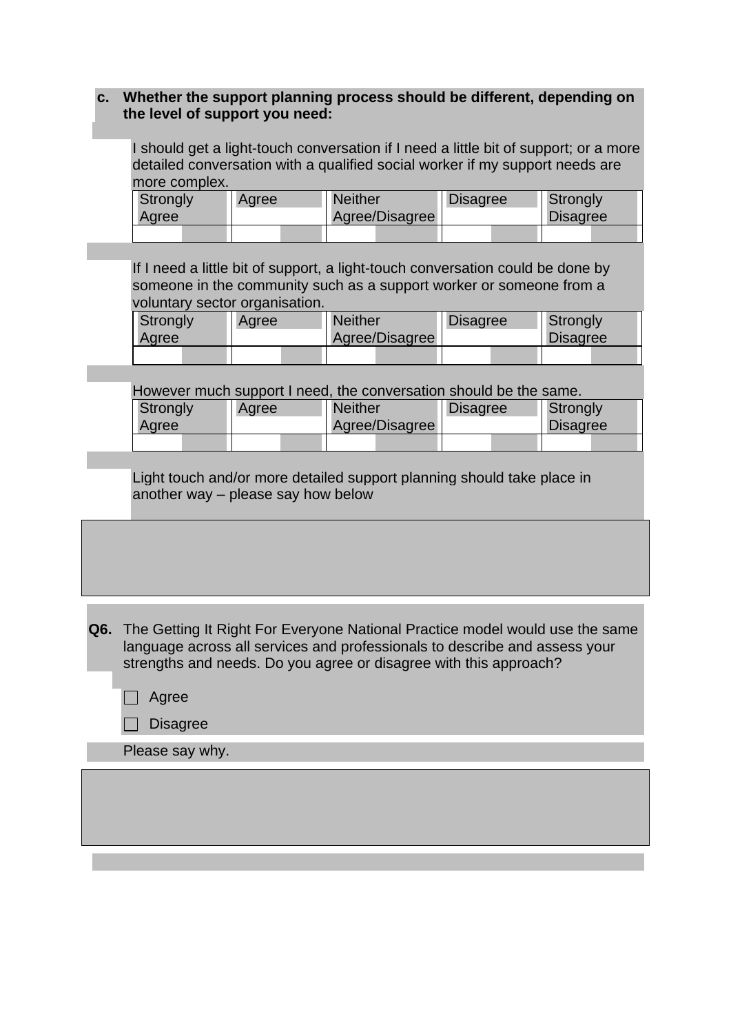**c. Whether the support planning process should be different, depending on the level of support you need:**

I should get a light-touch conversation if I need a little bit of support; or a more detailed conversation with a qualified social worker if my support needs are more complex.

| Strongly Agree | Agree | Neither Agree/Disagree | Disagree | Strongly Disagree |
|---|---|---|---|---|
| | | | | |

If I need a little bit of support, a light-touch conversation could be done by someone in the community such as a support worker or someone from a voluntary sector organisation.

| Strongly Agree | Agree | Neither Agree/Disagree | Disagree | Strongly Disagree |
|---|---|---|---|---|
| | | | | |

However much support I need, the conversation should be the same.

| Strongly Agree | Agree | Neither Agree/Disagree | Disagree | Strongly Disagree |
|---|---|---|---|---|
| | | | | |

Light touch and/or more detailed support planning should take place in another way – please say how below

**Q6.** The Getting It Right For Everyone National Practice model would use the same language across all services and professionals to describe and assess your strengths and needs. Do you agree or disagree with this approach?

- ☐ Agree
- ☐ Disagree

Please say why.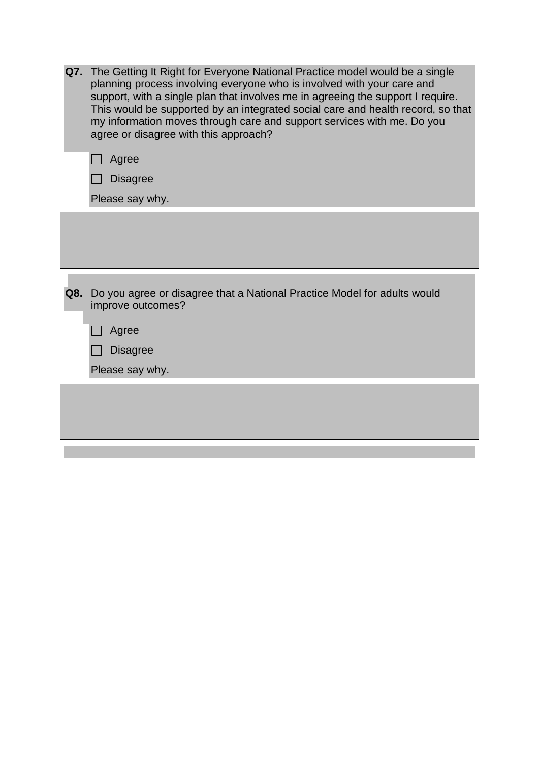**Q7.** The Getting It Right for Everyone National Practice model would be a single planning process involving everyone who is involved with your care and support, with a single plan that involves me in agreeing the support I require. This would be supported by an integrated social care and health record, so that my information moves through care and support services with me. Do you agree or disagree with this approach?

- ☐ Agree
- ☐ Disagree

Please say why.

**Q8.** Do you agree or disagree that a National Practice Model for adults would improve outcomes?

- ☐ Agree
- ☐ Disagree

Please say why.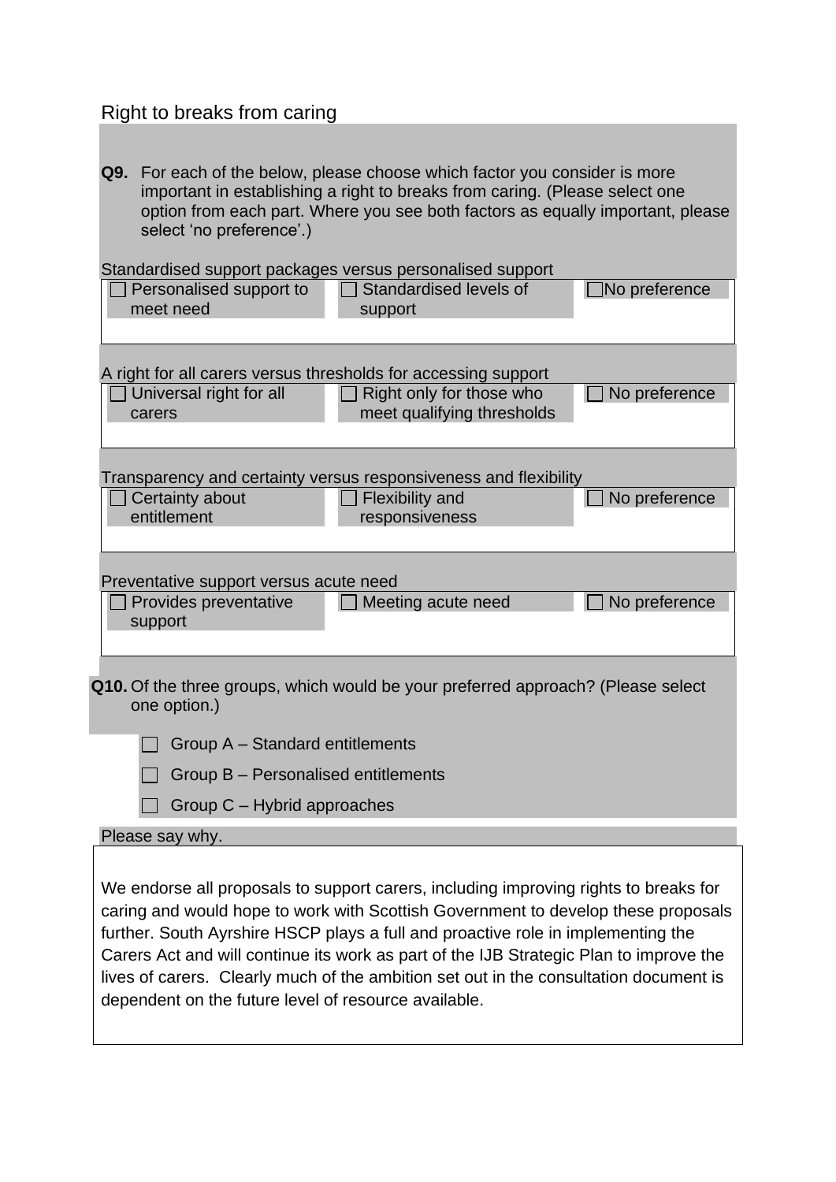## Right to breaks from caring

**Q9.** For each of the below, please choose which factor you consider is more important in establishing a right to breaks from caring. (Please select one option from each part. Where you see both factors as equally important, please select 'no preference'.)

Standardised support packages versus personalised support

| | | |
|---|---|---|
| ☐ Personalised support to meet need | ☐ Standardised levels of support | ☐ No preference |

A right for all carers versus thresholds for accessing support

| | | |
|---|---|---|
| ☐ Universal right for all carers | ☐ Right only for those who meet qualifying thresholds | ☐ No preference |

Transparency and certainty versus responsiveness and flexibility

| | | |
|---|---|---|
| ☐ Certainty about entitlement | ☐ Flexibility and responsiveness | ☐ No preference |

Preventative support versus acute need

| | | |
|---|---|---|
| ☐ Provides preventative support | ☐ Meeting acute need | ☐ No preference |

**Q10.** Of the three groups, which would be your preferred approach? (Please select one option.)

- ☐ Group A – Standard entitlements
- ☐ Group B – Personalised entitlements
- ☐ Group C – Hybrid approaches

Please say why.

We endorse all proposals to support carers, including improving rights to breaks for caring and would hope to work with Scottish Government to develop these proposals further. South Ayrshire HSCP plays a full and proactive role in implementing the Carers Act and will continue its work as part of the IJB Strategic Plan to improve the lives of carers. Clearly much of the ambition set out in the consultation document is dependent on the future level of resource available.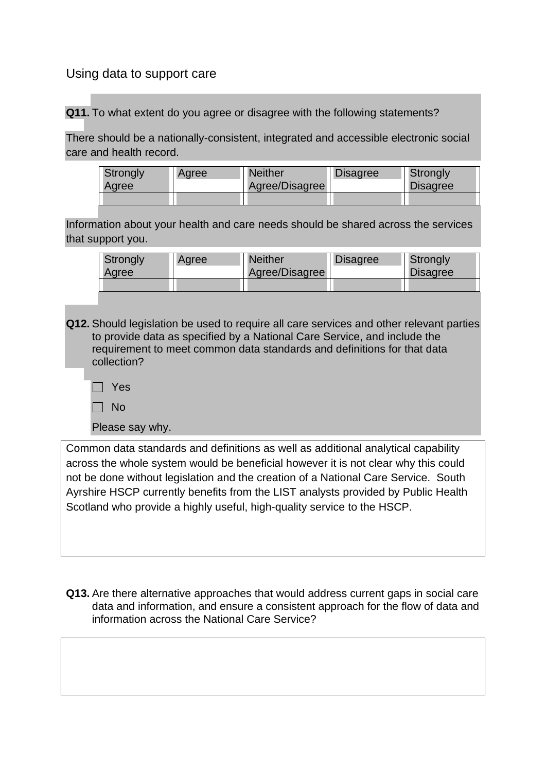## Using data to support care

**Q11.** To what extent do you agree or disagree with the following statements?

There should be a nationally-consistent, integrated and accessible electronic social care and health record.

| Strongly Agree | Agree | Neither Agree/Disagree | Disagree | Strongly Disagree |
|---|---|---|---|---|
| | | | | |

Information about your health and care needs should be shared across the services that support you.

| Strongly Agree | Agree | Neither Agree/Disagree | Disagree | Strongly Disagree |
|---|---|---|---|---|
| | | | | |

**Q12.** Should legislation be used to require all care services and other relevant parties to provide data as specified by a National Care Service, and include the requirement to meet common data standards and definitions for that data collection?

- ☐ Yes
- ☐ No

Please say why.

Common data standards and definitions as well as additional analytical capability across the whole system would be beneficial however it is not clear why this could not be done without legislation and the creation of a National Care Service. South Ayrshire HSCP currently benefits from the LIST analysts provided by Public Health Scotland who provide a highly useful, high-quality service to the HSCP.

**Q13.** Are there alternative approaches that would address current gaps in social care data and information, and ensure a consistent approach for the flow of data and information across the National Care Service?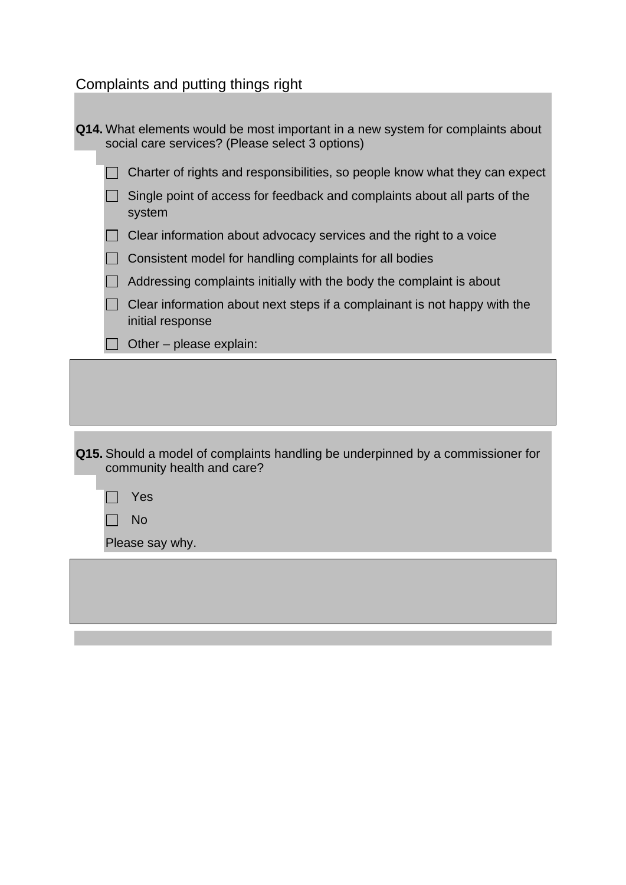## Complaints and putting things right

**Q14.** What elements would be most important in a new system for complaints about social care services? (Please select 3 options)

- ☐ Charter of rights and responsibilities, so people know what they can expect
- ☐ Single point of access for feedback and complaints about all parts of the system
- ☐ Clear information about advocacy services and the right to a voice
- ☐ Consistent model for handling complaints for all bodies
- ☐ Addressing complaints initially with the body the complaint is about
- ☐ Clear information about next steps if a complainant is not happy with the initial response
- ☐ Other – please explain:

**Q15.** Should a model of complaints handling be underpinned by a commissioner for community health and care?

- ☐ Yes
- ☐ No

Please say why.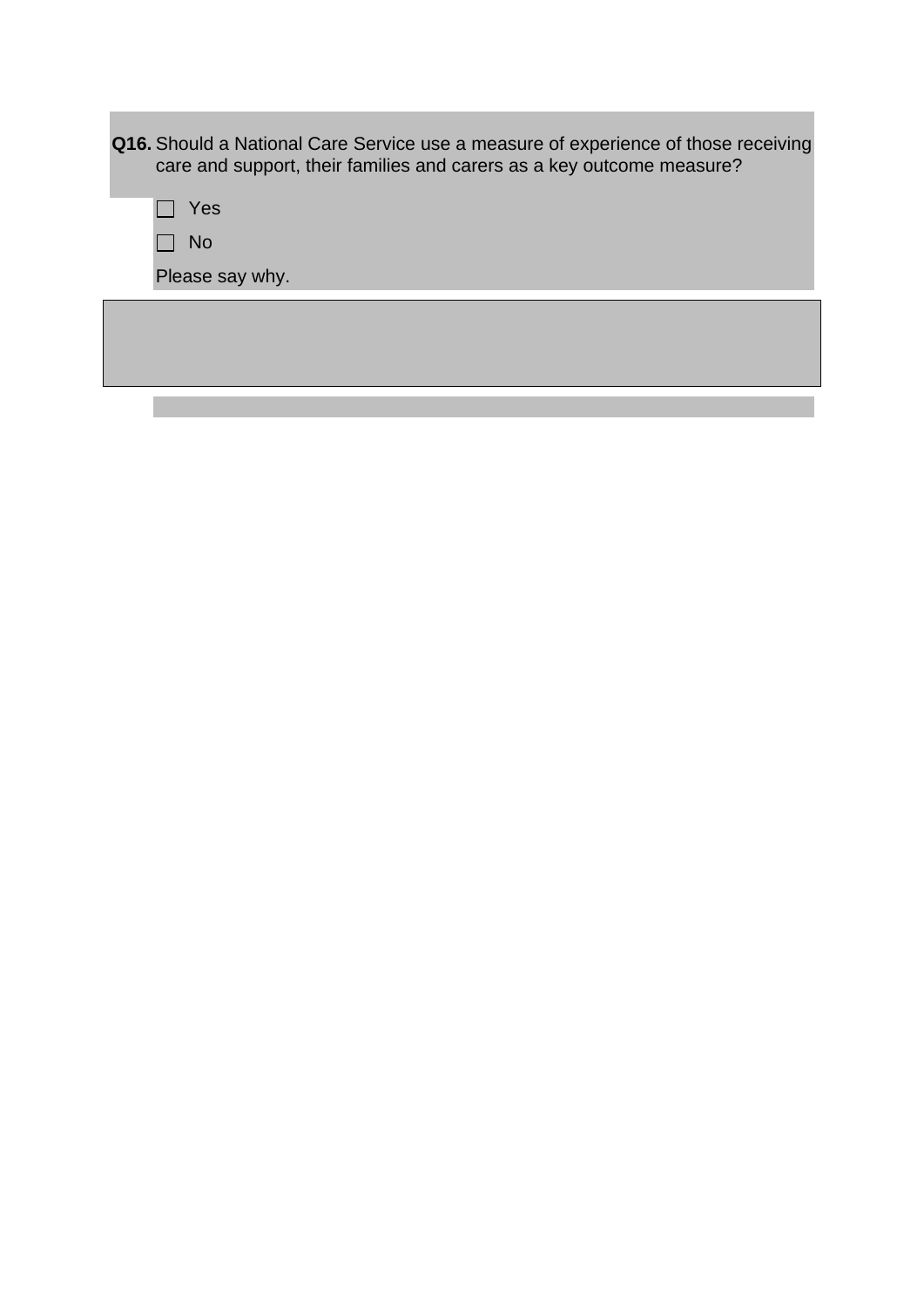**Q16.** Should a National Care Service use a measure of experience of those receiving care and support, their families and carers as a key outcome measure?

- [ ] Yes
- [ ] No

Please say why.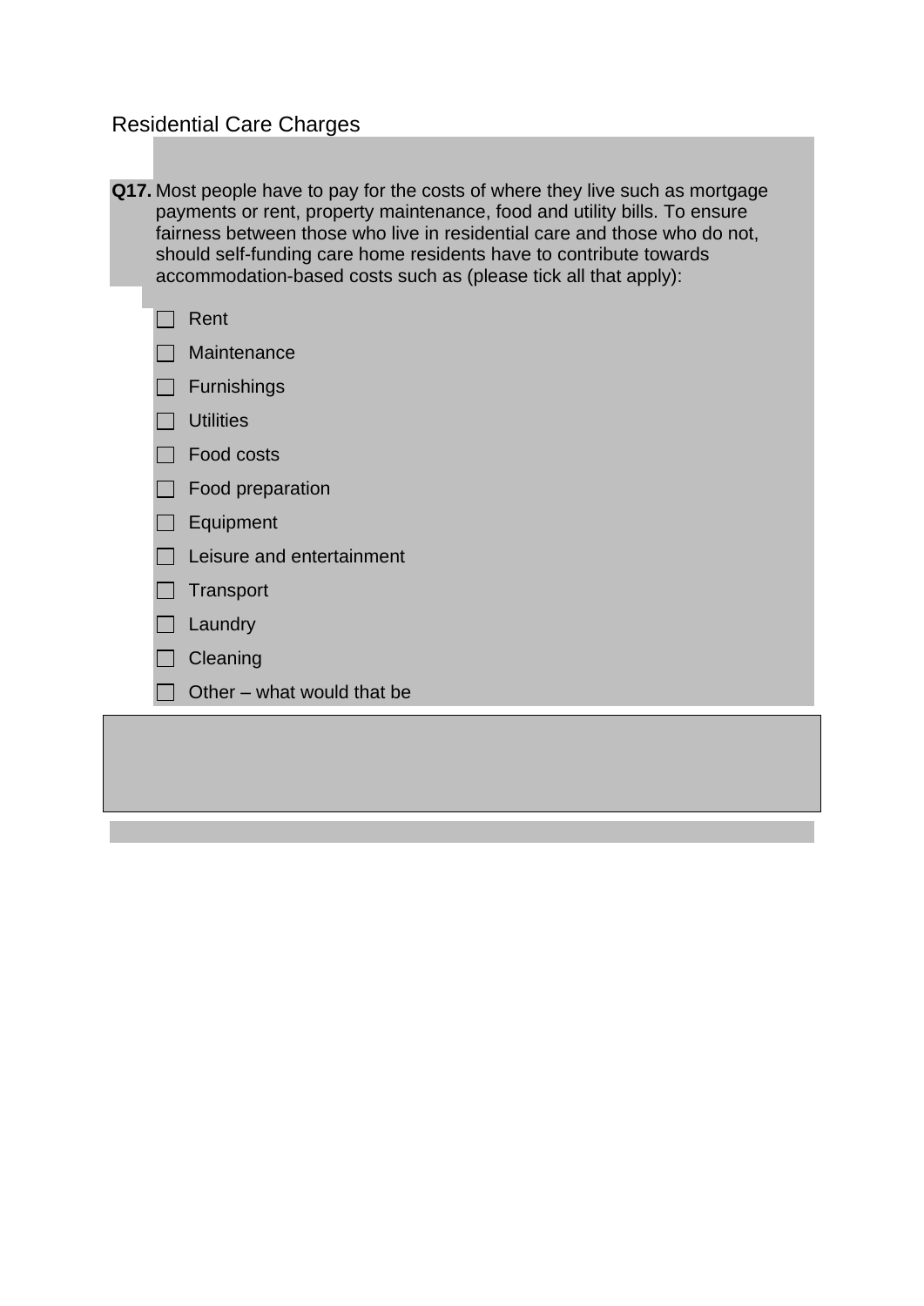## Residential Care Charges

**Q17.** Most people have to pay for the costs of where they live such as mortgage payments or rent, property maintenance, food and utility bills. To ensure fairness between those who live in residential care and those who do not, should self-funding care home residents have to contribute towards accommodation-based costs such as (please tick all that apply):

- ☐ Rent
- ☐ Maintenance
- ☐ Furnishings
- ☐ Utilities
- ☐ Food costs
- ☐ Food preparation
- ☐ Equipment
- ☐ Leisure and entertainment
- ☐ Transport
- ☐ Laundry
- ☐ Cleaning
- ☐ Other – what would that be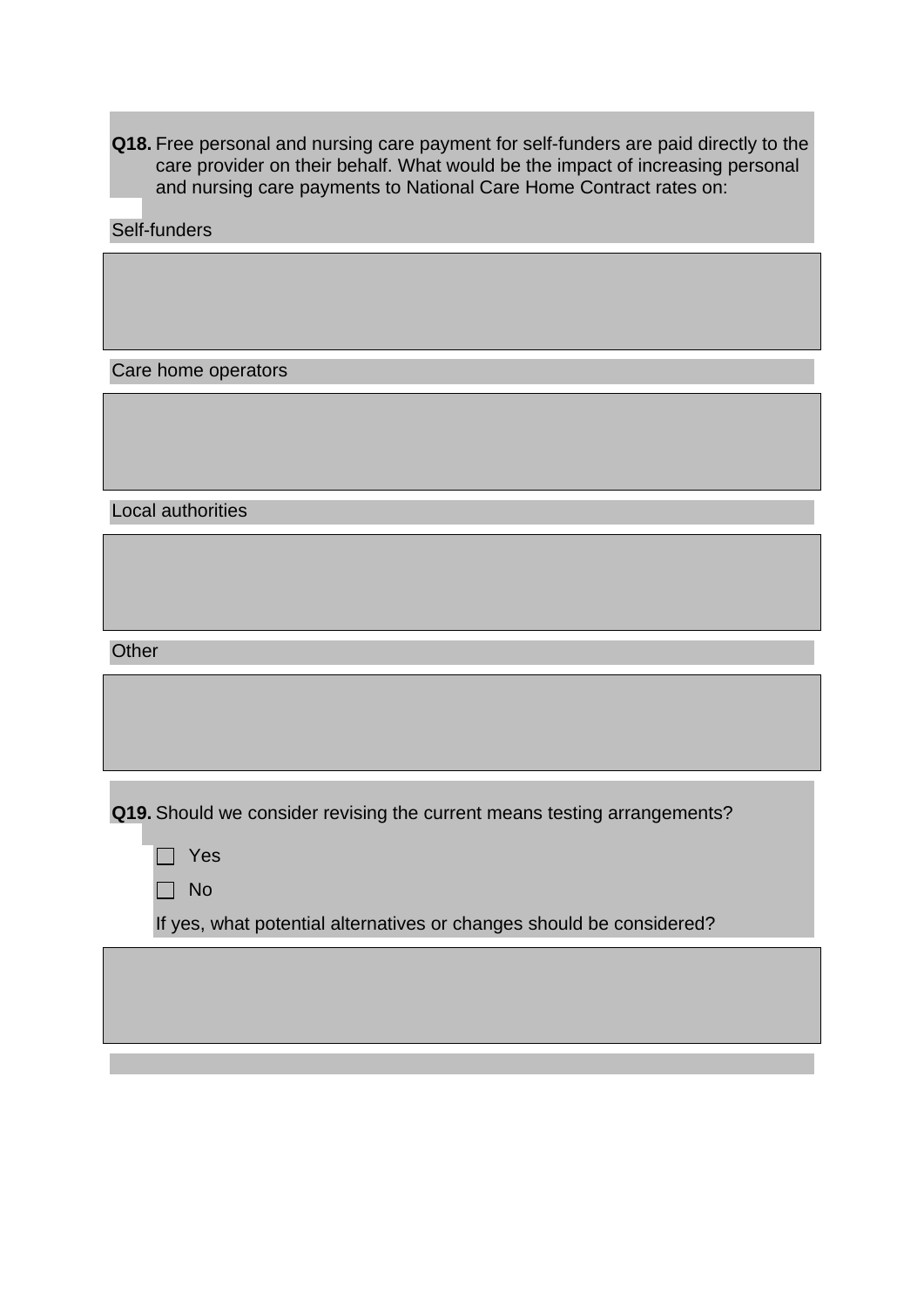**Q18.** Free personal and nursing care payment for self-funders are paid directly to the care provider on their behalf. What would be the impact of increasing personal and nursing care payments to National Care Home Contract rates on:

Self-funders

Care home operators

Local authorities

Other

**Q19.** Should we consider revising the current means testing arrangements?

- ☐ Yes
- ☐ No

If yes, what potential alternatives or changes should be considered?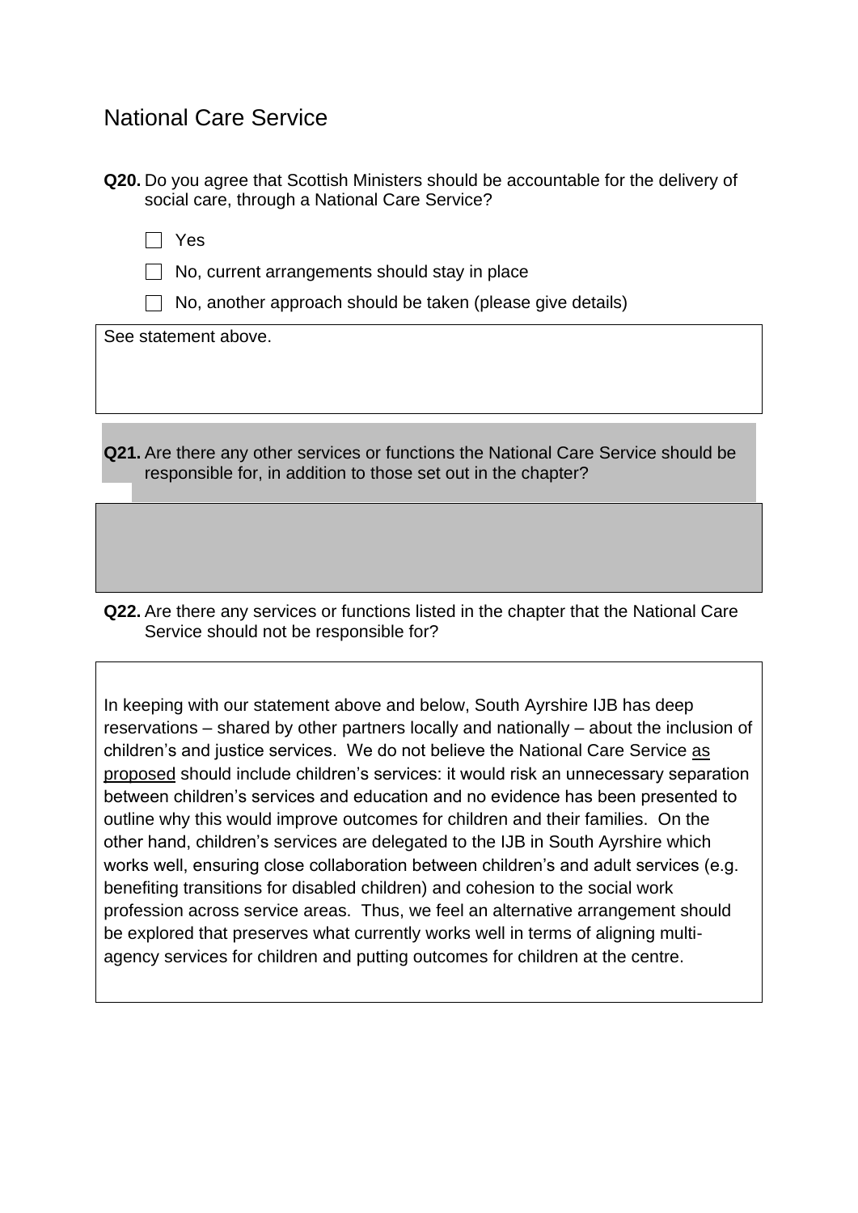## National Care Service

**Q20.** Do you agree that Scottish Ministers should be accountable for the delivery of social care, through a National Care Service?

- [ ] Yes
- [ ] No, current arrangements should stay in place
- [ ] No, another approach should be taken (please give details)

See statement above.

**Q21.** Are there any other services or functions the National Care Service should be responsible for, in addition to those set out in the chapter?

**Q22.** Are there any services or functions listed in the chapter that the National Care Service should not be responsible for?

In keeping with our statement above and below, South Ayrshire IJB has deep reservations – shared by other partners locally and nationally – about the inclusion of children's and justice services. We do not believe the National Care Service as proposed should include children's services: it would risk an unnecessary separation between children's services and education and no evidence has been presented to outline why this would improve outcomes for children and their families. On the other hand, children's services are delegated to the IJB in South Ayrshire which works well, ensuring close collaboration between children's and adult services (e.g. benefiting transitions for disabled children) and cohesion to the social work profession across service areas. Thus, we feel an alternative arrangement should be explored that preserves what currently works well in terms of aligning multi-agency services for children and putting outcomes for children at the centre.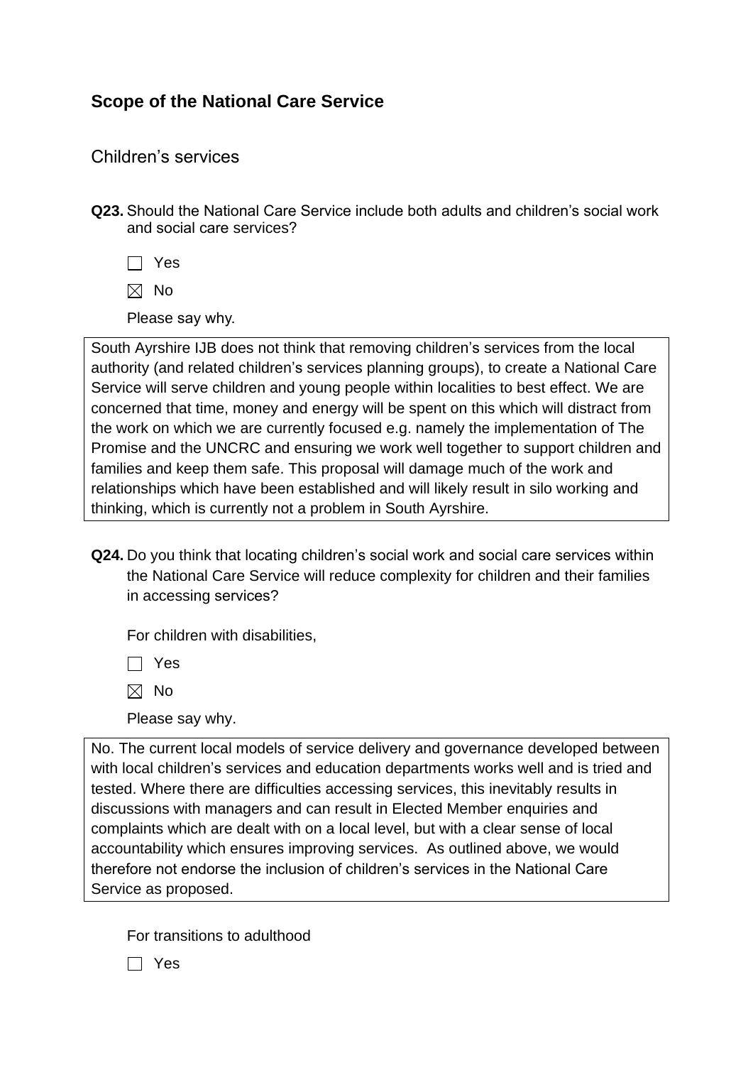## Scope of the National Care Service

### Children's services

**Q23.** Should the National Care Service include both adults and children's social work and social care services?

☐ Yes

☒ No

Please say why.

South Ayrshire IJB does not think that removing children's services from the local authority (and related children's services planning groups), to create a National Care Service will serve children and young people within localities to best effect. We are concerned that time, money and energy will be spent on this which will distract from the work on which we are currently focused e.g. namely the implementation of The Promise and the UNCRC and ensuring we work well together to support children and families and keep them safe. This proposal will damage much of the work and relationships which have been established and will likely result in silo working and thinking, which is currently not a problem in South Ayrshire.

**Q24.** Do you think that locating children's social work and social care services within the National Care Service will reduce complexity for children and their families in accessing services?

For children with disabilities,

☐ Yes

☒ No

Please say why.

No. The current local models of service delivery and governance developed between with local children's services and education departments works well and is tried and tested. Where there are difficulties accessing services, this inevitably results in discussions with managers and can result in Elected Member enquiries and complaints which are dealt with on a local level, but with a clear sense of local accountability which ensures improving services. As outlined above, we would therefore not endorse the inclusion of children's services in the National Care Service as proposed.

For transitions to adulthood

☐ Yes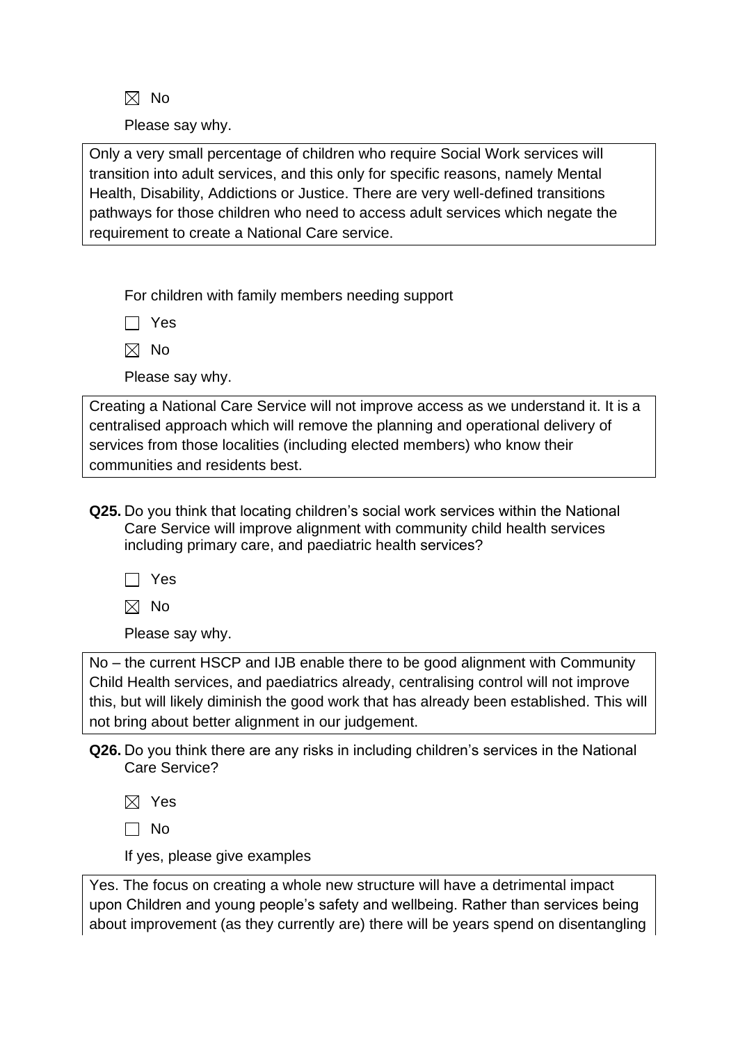☒ No

Please say why.

Only a very small percentage of children who require Social Work services will transition into adult services, and this only for specific reasons, namely Mental Health, Disability, Addictions or Justice. There are very well-defined transitions pathways for those children who need to access adult services which negate the requirement to create a National Care service.

For children with family members needing support

☐ Yes

☒ No

Please say why.

Creating a National Care Service will not improve access as we understand it. It is a centralised approach which will remove the planning and operational delivery of services from those localities (including elected members) who know their communities and residents best.

**Q25.** Do you think that locating children's social work services within the National Care Service will improve alignment with community child health services including primary care, and paediatric health services?

☐ Yes

☒ No

Please say why.

No – the current HSCP and IJB enable there to be good alignment with Community Child Health services, and paediatrics already, centralising control will not improve this, but will likely diminish the good work that has already been established. This will not bring about better alignment in our judgement.

**Q26.** Do you think there are any risks in including children's services in the National Care Service?

☒ Yes

☐ No

If yes, please give examples

Yes. The focus on creating a whole new structure will have a detrimental impact upon Children and young people's safety and wellbeing. Rather than services being about improvement (as they currently are) there will be years spend on disentangling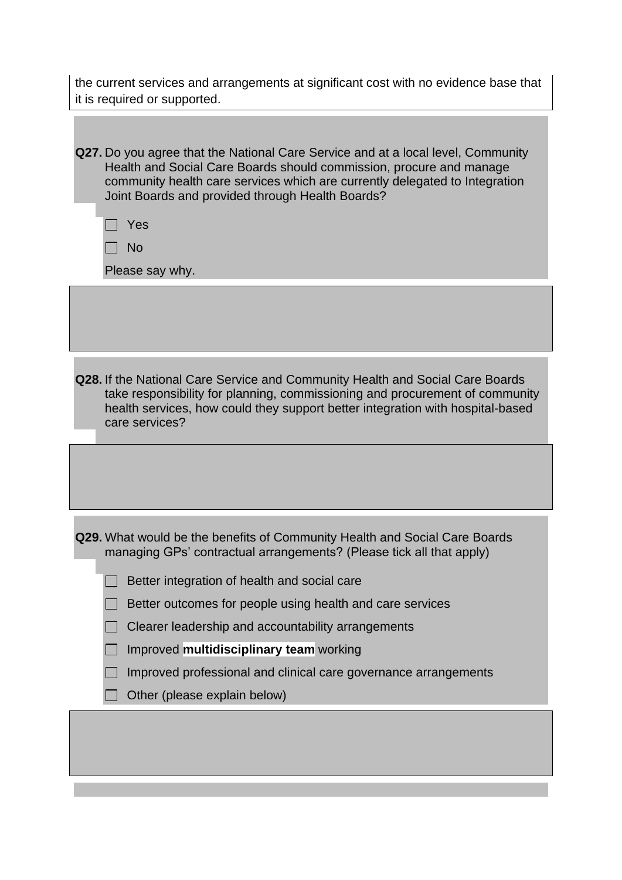the current services and arrangements at significant cost with no evidence base that it is required or supported.

**Q27.** Do you agree that the National Care Service and at a local level, Community Health and Social Care Boards should commission, procure and manage community health care services which are currently delegated to Integration Joint Boards and provided through Health Boards?

- [ ] Yes
- [ ] No

Please say why.

**Q28.** If the National Care Service and Community Health and Social Care Boards take responsibility for planning, commissioning and procurement of community health services, how could they support better integration with hospital-based care services?

**Q29.** What would be the benefits of Community Health and Social Care Boards managing GPs' contractual arrangements? (Please tick all that apply)

- [ ] Better integration of health and social care
- [ ] Better outcomes for people using health and care services
- [ ] Clearer leadership and accountability arrangements
- [ ] Improved **multidisciplinary team** working
- [ ] Improved professional and clinical care governance arrangements
- [ ] Other (please explain below)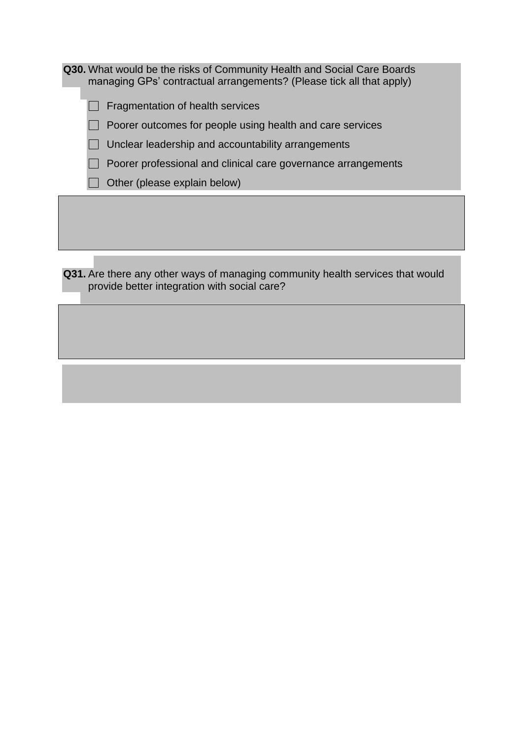**Q30.** What would be the risks of Community Health and Social Care Boards managing GPs' contractual arrangements? (Please tick all that apply)

- ☐ Fragmentation of health services
- ☐ Poorer outcomes for people using health and care services
- ☐ Unclear leadership and accountability arrangements
- ☐ Poorer professional and clinical care governance arrangements
- ☐ Other (please explain below)

**Q31.** Are there any other ways of managing community health services that would provide better integration with social care?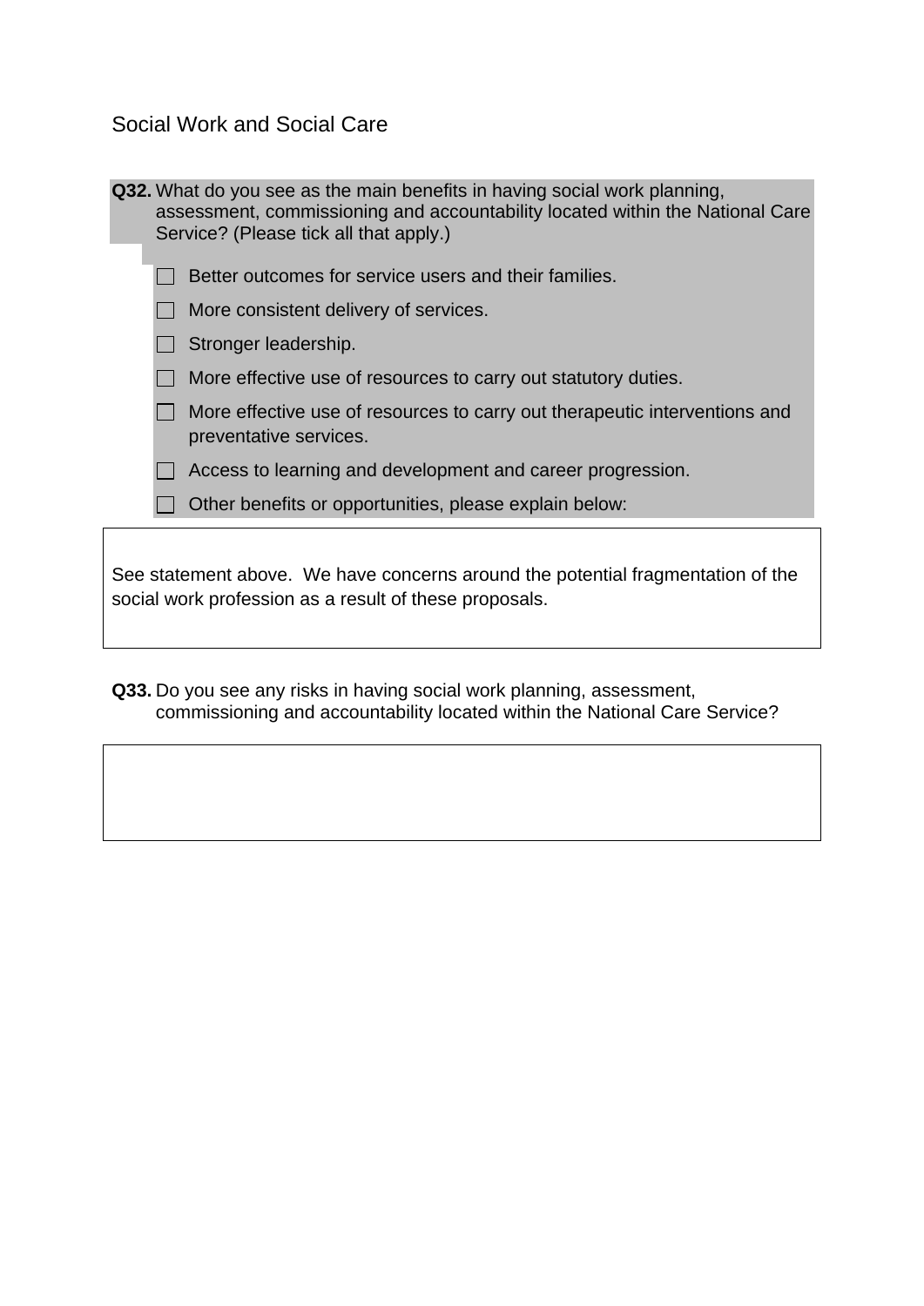## Social Work and Social Care

**Q32.** What do you see as the main benefits in having social work planning, assessment, commissioning and accountability located within the National Care Service? (Please tick all that apply.)

- [ ] Better outcomes for service users and their families.
- [ ] More consistent delivery of services.
- [ ] Stronger leadership.
- [ ] More effective use of resources to carry out statutory duties.
- [ ] More effective use of resources to carry out therapeutic interventions and preventative services.
- [ ] Access to learning and development and career progression.
- [ ] Other benefits or opportunities, please explain below:

See statement above. We have concerns around the potential fragmentation of the social work profession as a result of these proposals.

**Q33.** Do you see any risks in having social work planning, assessment, commissioning and accountability located within the National Care Service?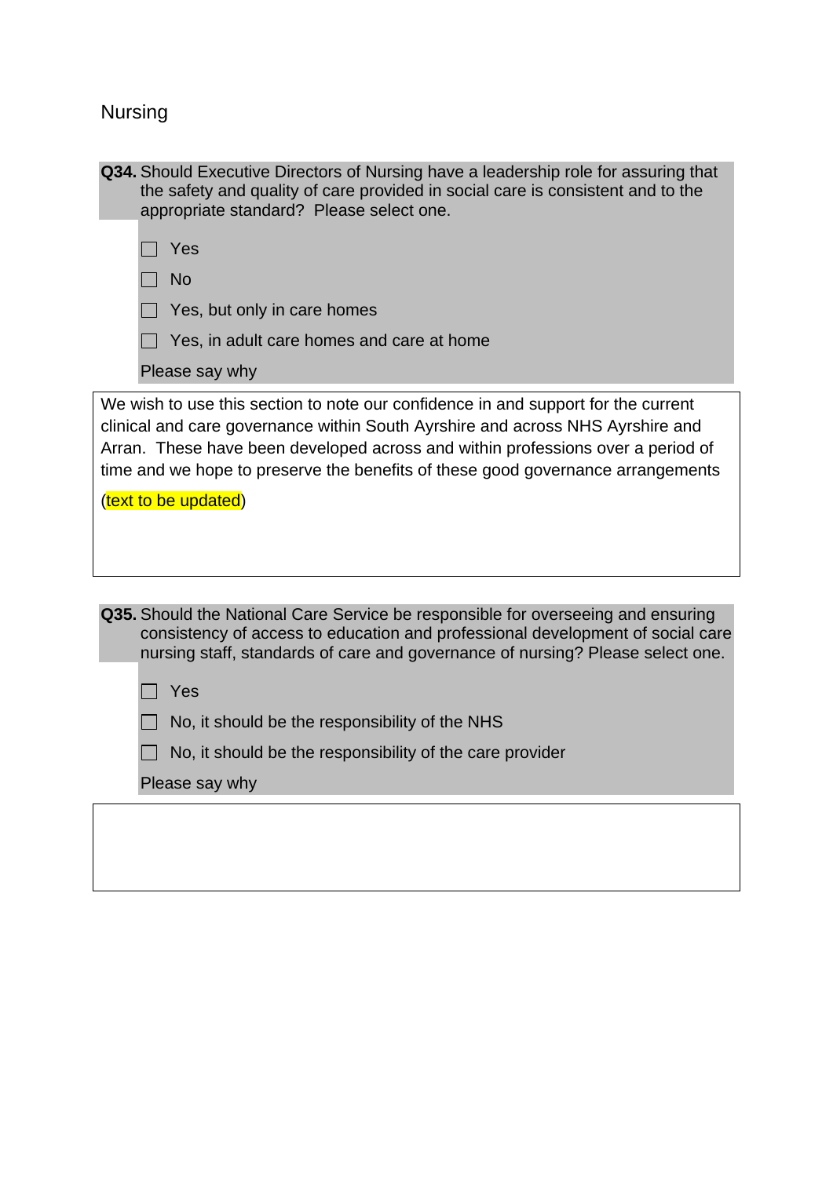## Nursing

**Q34.** Should Executive Directors of Nursing have a leadership role for assuring that the safety and quality of care provided in social care is consistent and to the appropriate standard? Please select one.

- ☐ Yes
- ☐ No
- ☐ Yes, but only in care homes
- ☐ Yes, in adult care homes and care at home

Please say why

We wish to use this section to note our confidence in and support for the current clinical and care governance within South Ayrshire and across NHS Ayrshire and Arran. These have been developed across and within professions over a period of time and we hope to preserve the benefits of these good governance arrangements

(text to be updated)

**Q35.** Should the National Care Service be responsible for overseeing and ensuring consistency of access to education and professional development of social care nursing staff, standards of care and governance of nursing? Please select one.

- ☐ Yes
- ☐ No, it should be the responsibility of the NHS
- ☐ No, it should be the responsibility of the care provider

Please say why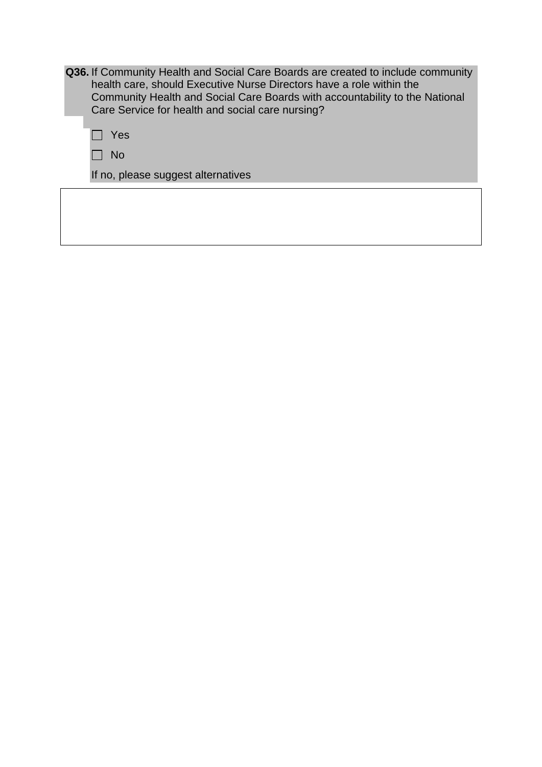**Q36.** If Community Health and Social Care Boards are created to include community health care, should Executive Nurse Directors have a role within the Community Health and Social Care Boards with accountability to the National Care Service for health and social care nursing?

☐ Yes

☐ No

If no, please suggest alternatives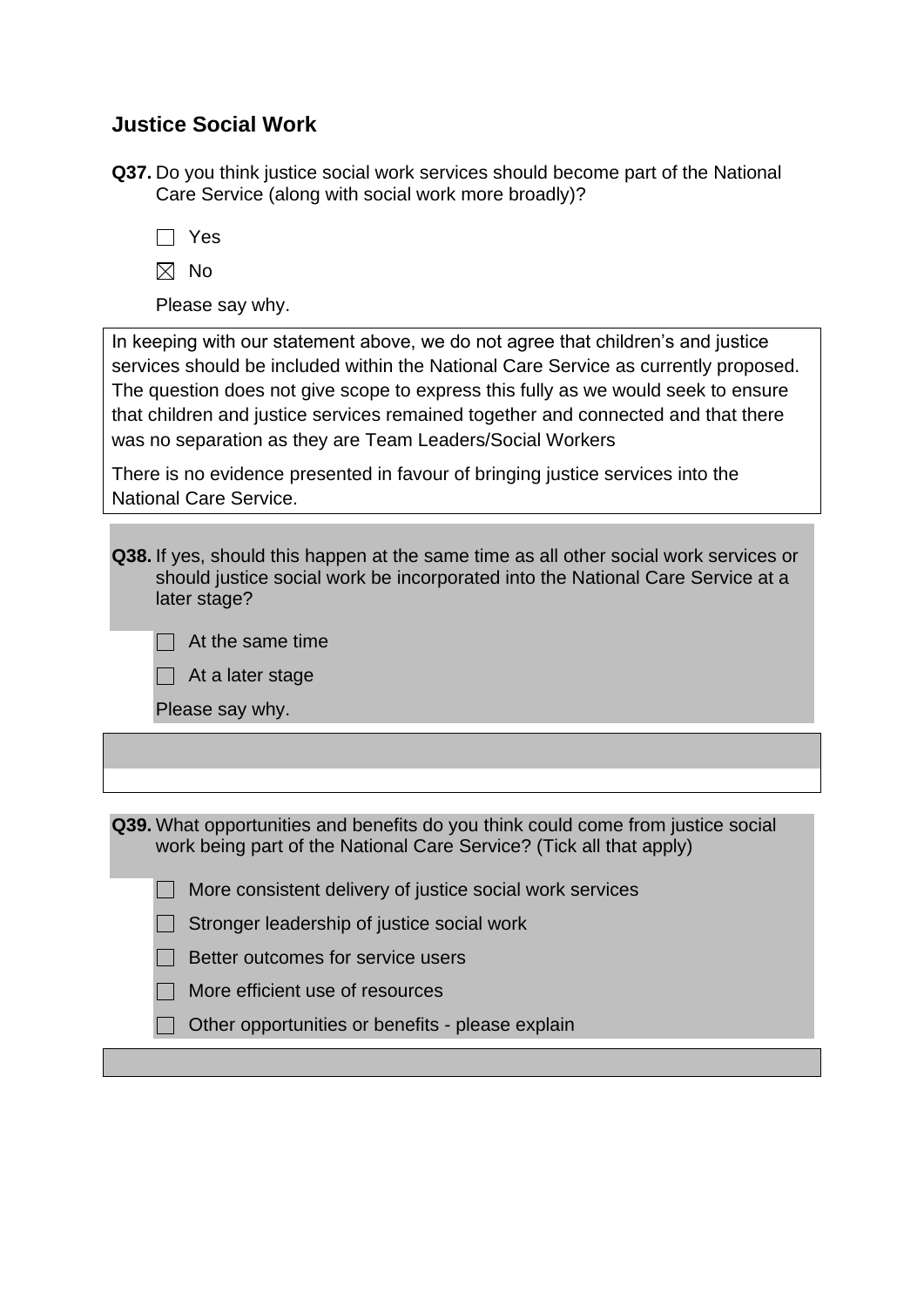## Justice Social Work

**Q37.** Do you think justice social work services should become part of the National Care Service (along with social work more broadly)?

☐ Yes

☒ No

Please say why.

In keeping with our statement above, we do not agree that children's and justice services should be included within the National Care Service as currently proposed. The question does not give scope to express this fully as we would seek to ensure that children and justice services remained together and connected and that there was no separation as they are Team Leaders/Social Workers

There is no evidence presented in favour of bringing justice services into the National Care Service.

**Q38.** If yes, should this happen at the same time as all other social work services or should justice social work be incorporated into the National Care Service at a later stage?

☐ At the same time

☐ At a later stage

Please say why.

**Q39.** What opportunities and benefits do you think could come from justice social work being part of the National Care Service? (Tick all that apply)

☐ More consistent delivery of justice social work services

☐ Stronger leadership of justice social work

☐ Better outcomes for service users

☐ More efficient use of resources

☐ Other opportunities or benefits - please explain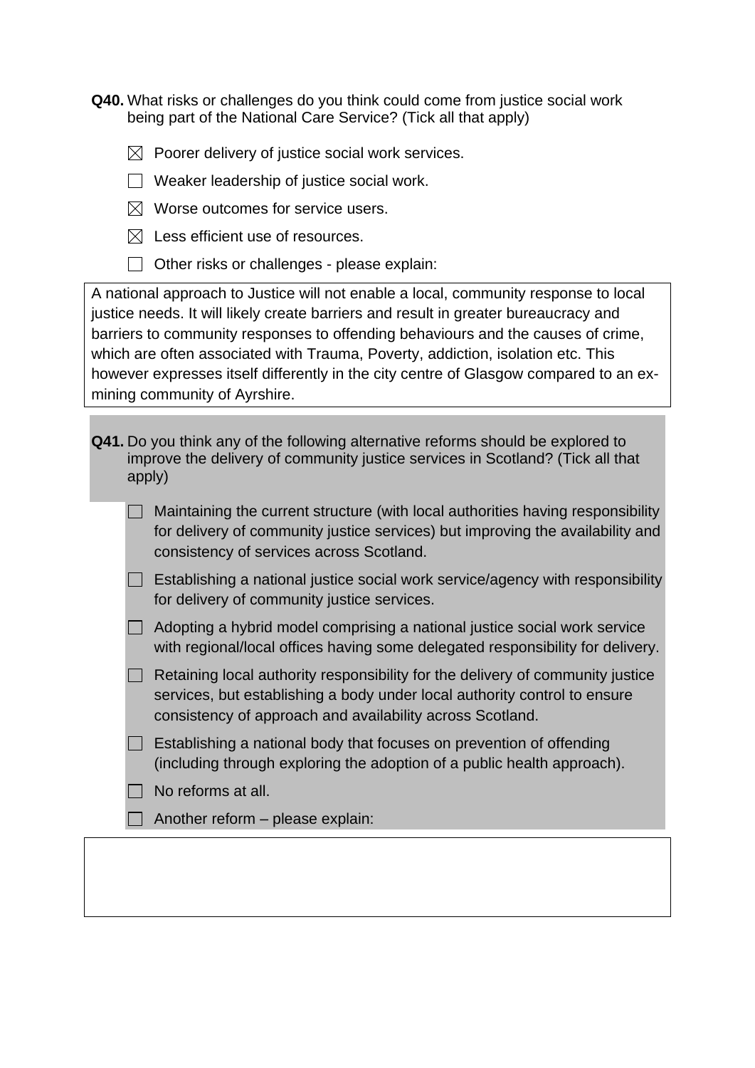**Q40.** What risks or challenges do you think could come from justice social work being part of the National Care Service? (Tick all that apply)

- ☒ Poorer delivery of justice social work services.
- ☐ Weaker leadership of justice social work.
- ☒ Worse outcomes for service users.
- ☒ Less efficient use of resources.
- ☐ Other risks or challenges - please explain:

A national approach to Justice will not enable a local, community response to local justice needs. It will likely create barriers and result in greater bureaucracy and barriers to community responses to offending behaviours and the causes of crime, which are often associated with Trauma, Poverty, addiction, isolation etc. This however expresses itself differently in the city centre of Glasgow compared to an ex-mining community of Ayrshire.

**Q41.** Do you think any of the following alternative reforms should be explored to improve the delivery of community justice services in Scotland? (Tick all that apply)

- ☐ Maintaining the current structure (with local authorities having responsibility for delivery of community justice services) but improving the availability and consistency of services across Scotland.
- ☐ Establishing a national justice social work service/agency with responsibility for delivery of community justice services.
- ☐ Adopting a hybrid model comprising a national justice social work service with regional/local offices having some delegated responsibility for delivery.
- ☐ Retaining local authority responsibility for the delivery of community justice services, but establishing a body under local authority control to ensure consistency of approach and availability across Scotland.
- ☐ Establishing a national body that focuses on prevention of offending (including through exploring the adoption of a public health approach).
- ☐ No reforms at all.
- ☐ Another reform – please explain: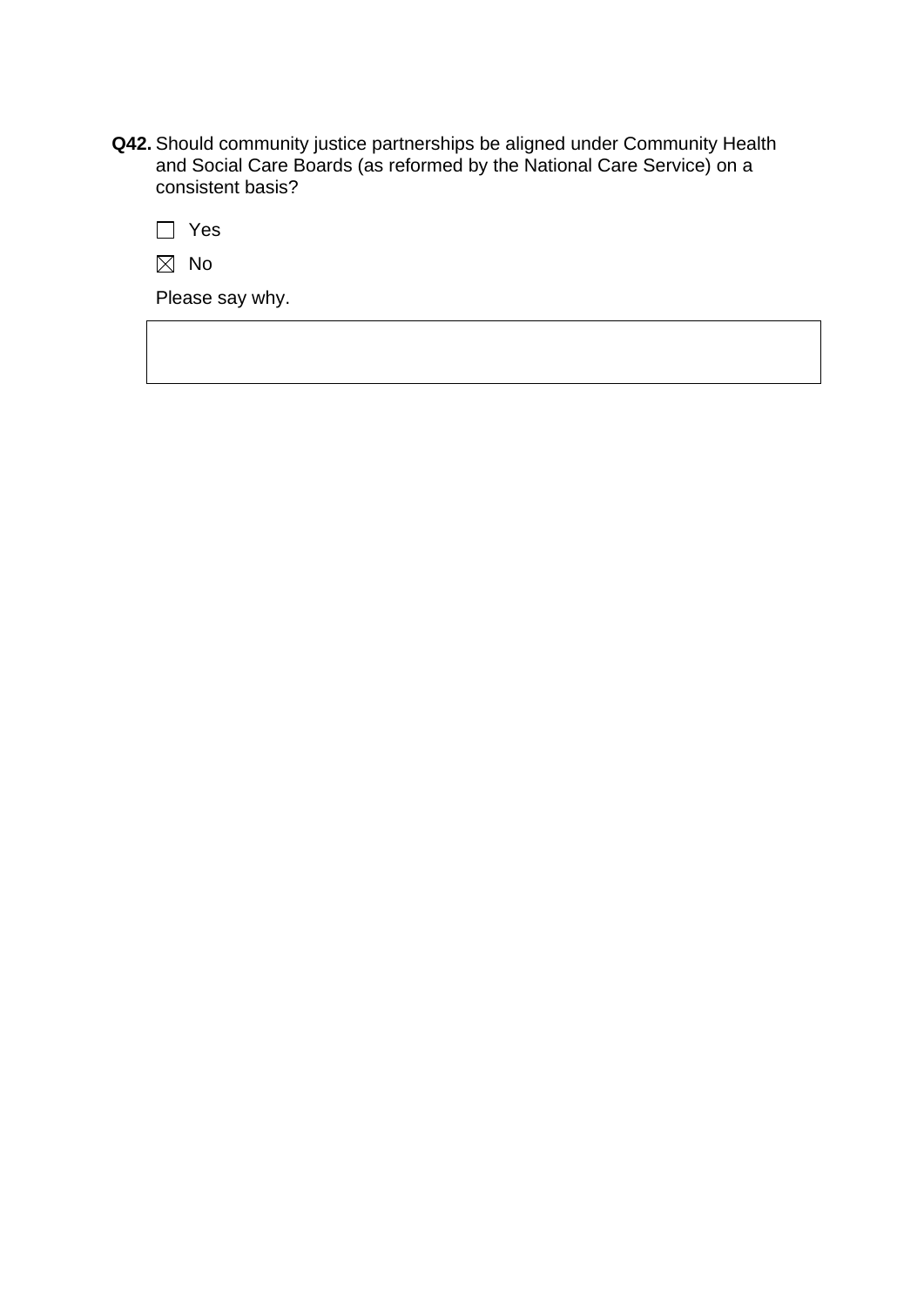**Q42.** Should community justice partnerships be aligned under Community Health and Social Care Boards (as reformed by the National Care Service) on a consistent basis?

☐ Yes

☒ No

Please say why.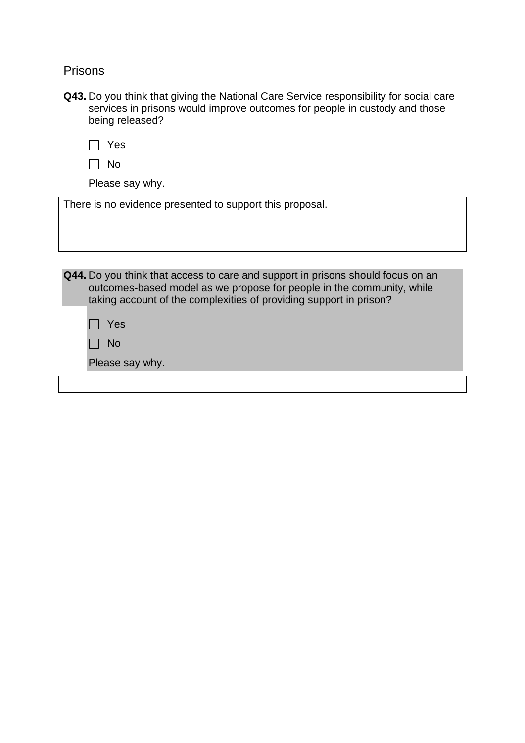## Prisons

**Q43.** Do you think that giving the National Care Service responsibility for social care services in prisons would improve outcomes for people in custody and those being released?

- [ ] Yes
- [ ] No

Please say why.

There is no evidence presented to support this proposal.

**Q44.** Do you think that access to care and support in prisons should focus on an outcomes-based model as we propose for people in the community, while taking account of the complexities of providing support in prison?

- [ ] Yes
- [ ] No

Please say why.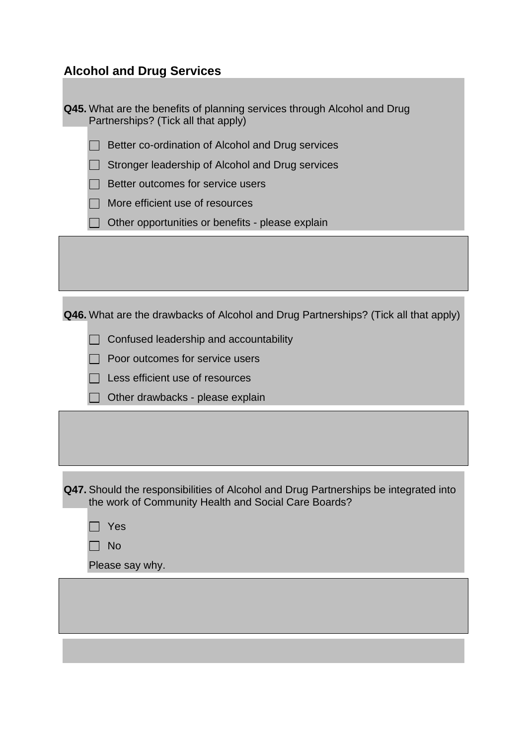## Alcohol and Drug Services

**Q45.** What are the benefits of planning services through Alcohol and Drug Partnerships? (Tick all that apply)

- ☐ Better co-ordination of Alcohol and Drug services
- ☐ Stronger leadership of Alcohol and Drug services
- ☐ Better outcomes for service users
- ☐ More efficient use of resources
- ☐ Other opportunities or benefits - please explain

**Q46.** What are the drawbacks of Alcohol and Drug Partnerships? (Tick all that apply)

- ☐ Confused leadership and accountability
- ☐ Poor outcomes for service users
- ☐ Less efficient use of resources
- ☐ Other drawbacks - please explain

**Q47.** Should the responsibilities of Alcohol and Drug Partnerships be integrated into the work of Community Health and Social Care Boards?

- ☐ Yes
- ☐ No

Please say why.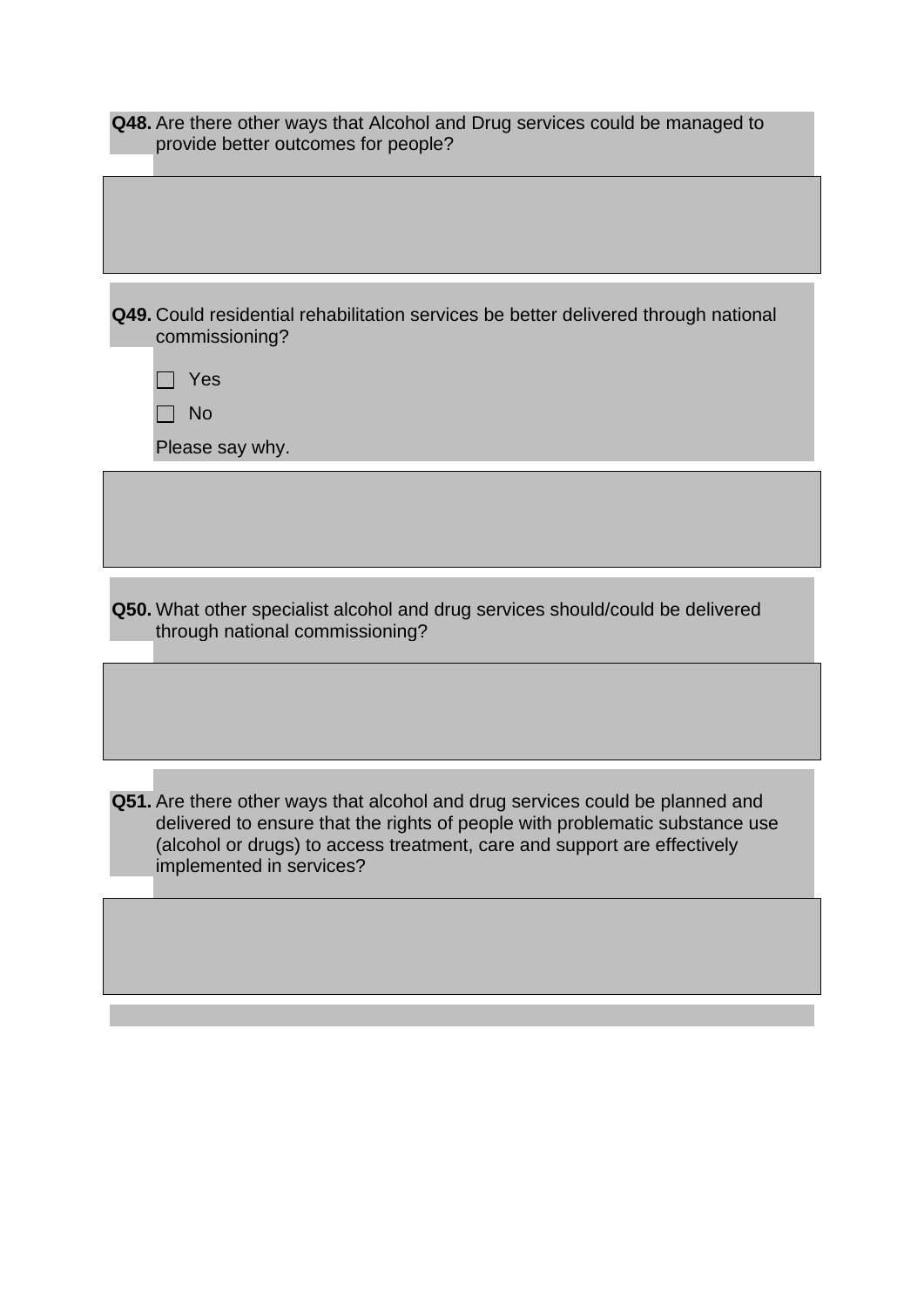**Q48.** Are there other ways that Alcohol and Drug services could be managed to provide better outcomes for people?

**Q49.** Could residential rehabilitation services be better delivered through national commissioning?

- [ ] Yes
- [ ] No

Please say why.

**Q50.** What other specialist alcohol and drug services should/could be delivered through national commissioning?

**Q51.** Are there other ways that alcohol and drug services could be planned and delivered to ensure that the rights of people with problematic substance use (alcohol or drugs) to access treatment, care and support are effectively implemented in services?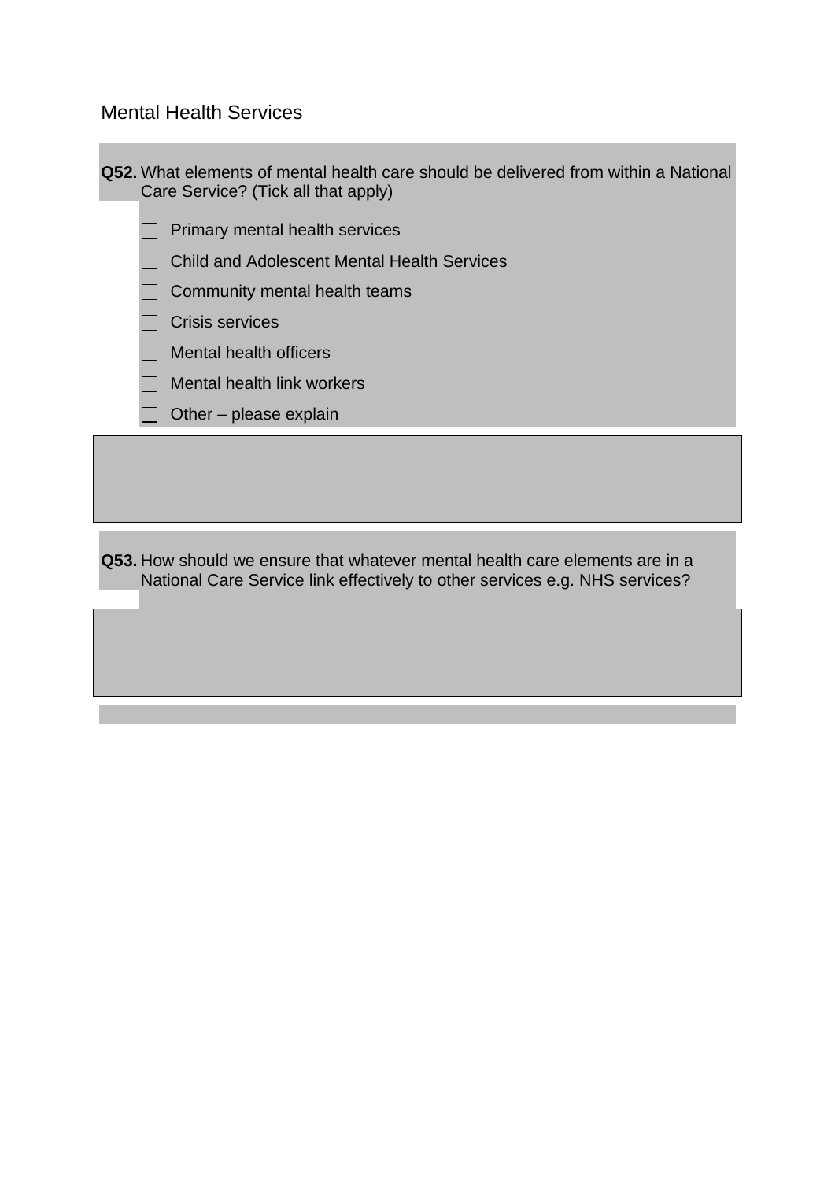## Mental Health Services

**Q52.** What elements of mental health care should be delivered from within a National Care Service? (Tick all that apply)

- [ ] Primary mental health services
- [ ] Child and Adolescent Mental Health Services
- [ ] Community mental health teams
- [ ] Crisis services
- [ ] Mental health officers
- [ ] Mental health link workers
- [ ] Other – please explain

**Q53.** How should we ensure that whatever mental health care elements are in a National Care Service link effectively to other services e.g. NHS services?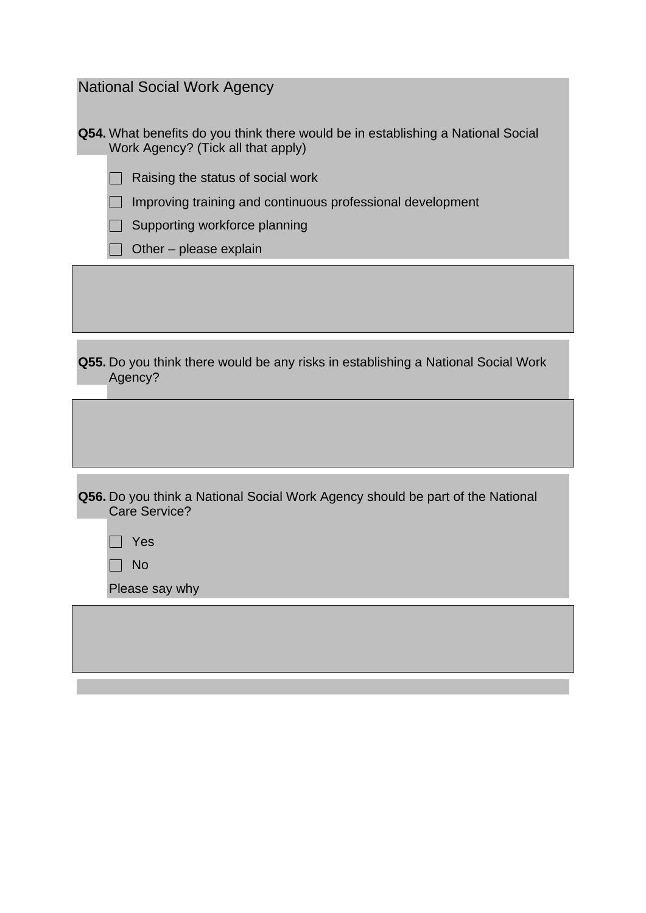## National Social Work Agency

**Q54.** What benefits do you think there would be in establishing a National Social Work Agency? (Tick all that apply)

- ☐ Raising the status of social work
- ☐ Improving training and continuous professional development
- ☐ Supporting workforce planning
- ☐ Other – please explain

**Q55.** Do you think there would be any risks in establishing a National Social Work Agency?

**Q56.** Do you think a National Social Work Agency should be part of the National Care Service?

- ☐ Yes
- ☐ No

Please say why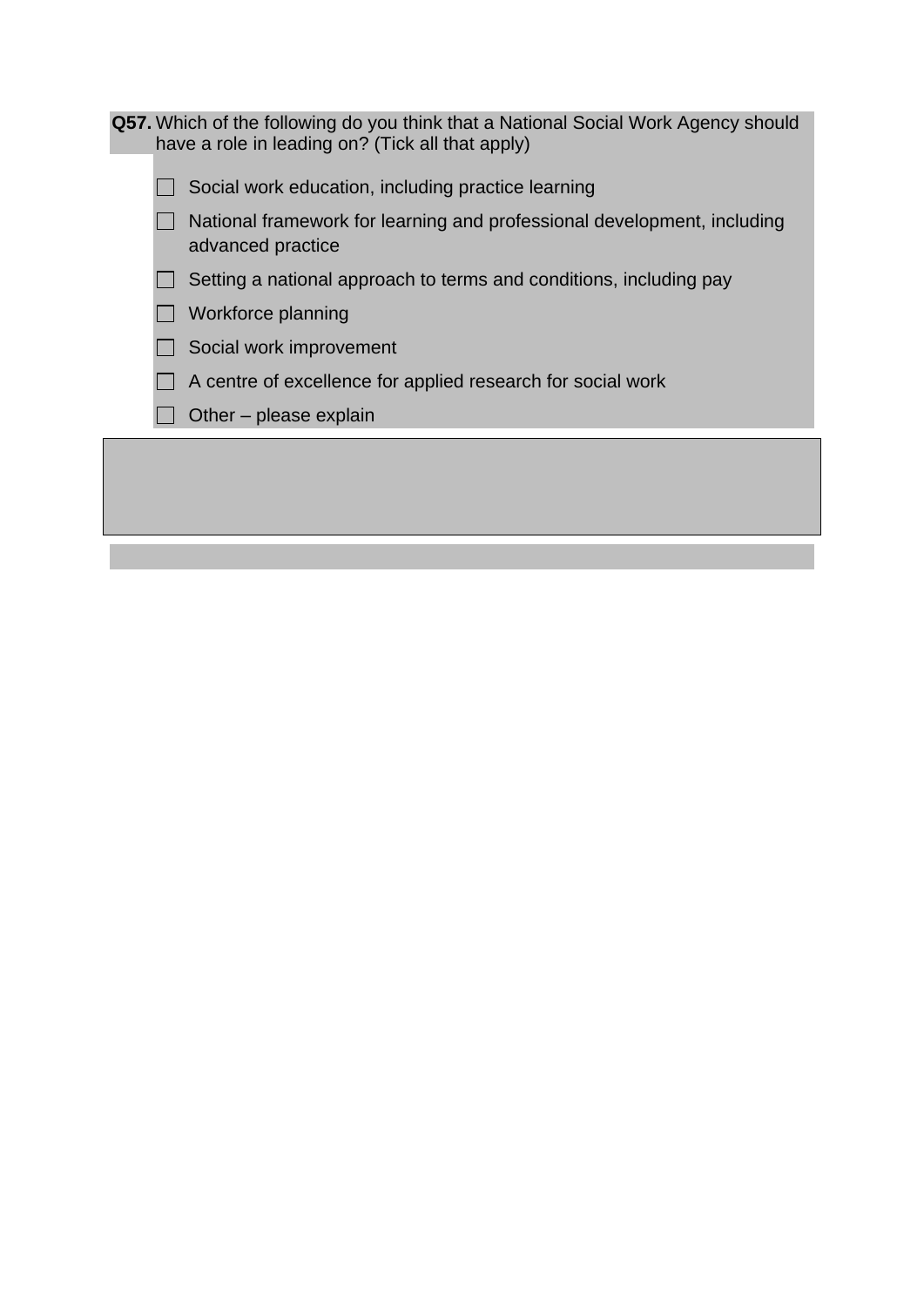**Q57.** Which of the following do you think that a National Social Work Agency should have a role in leading on? (Tick all that apply)

- [ ] Social work education, including practice learning
- [ ] National framework for learning and professional development, including advanced practice
- [ ] Setting a national approach to terms and conditions, including pay
- [ ] Workforce planning
- [ ] Social work improvement
- [ ] A centre of excellence for applied research for social work
- [ ] Other – please explain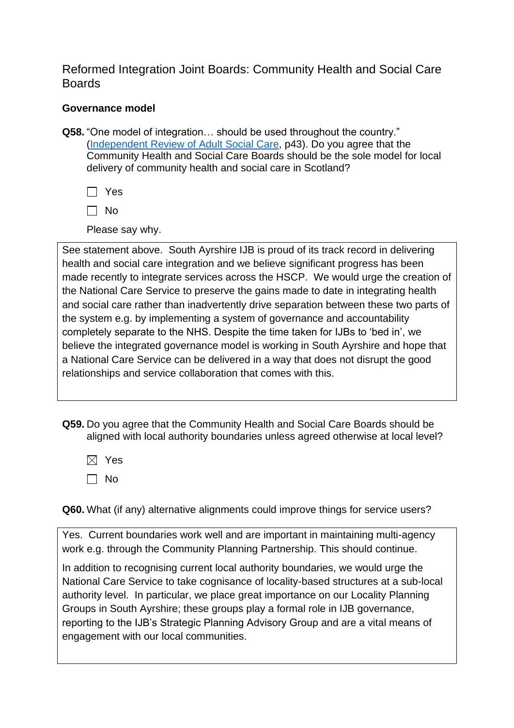## Reformed Integration Joint Boards: Community Health and Social Care Boards

### Governance model

**Q58.** "One model of integration… should be used throughout the country." ([Independent Review of Adult Social Care](), p43). Do you agree that the Community Health and Social Care Boards should be the sole model for local delivery of community health and social care in Scotland?

☐ Yes

☐ No

Please say why.

> See statement above. South Ayrshire IJB is proud of its track record in delivering health and social care integration and we believe significant progress has been made recently to integrate services across the HSCP. We would urge the creation of the National Care Service to preserve the gains made to date in integrating health and social care rather than inadvertently drive separation between these two parts of the system e.g. by implementing a system of governance and accountability completely separate to the NHS. Despite the time taken for IJBs to 'bed in', we believe the integrated governance model is working in South Ayrshire and hope that a National Care Service can be delivered in a way that does not disrupt the good relationships and service collaboration that comes with this.

**Q59.** Do you agree that the Community Health and Social Care Boards should be aligned with local authority boundaries unless agreed otherwise at local level?

☒ Yes

☐ No

**Q60.** What (if any) alternative alignments could improve things for service users?

> Yes. Current boundaries work well and are important in maintaining multi-agency work e.g. through the Community Planning Partnership. This should continue.
>
> In addition to recognising current local authority boundaries, we would urge the National Care Service to take cognisance of locality-based structures at a sub-local authority level. In particular, we place great importance on our Locality Planning Groups in South Ayrshire; these groups play a formal role in IJB governance, reporting to the IJB's Strategic Planning Advisory Group and are a vital means of engagement with our local communities.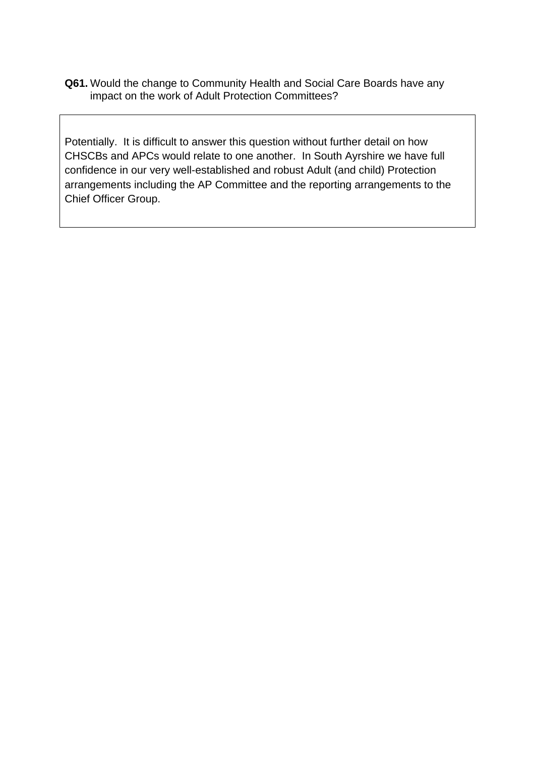**Q61.** Would the change to Community Health and Social Care Boards have any impact on the work of Adult Protection Committees?

Potentially. It is difficult to answer this question without further detail on how CHSCBs and APCs would relate to one another. In South Ayrshire we have full confidence in our very well-established and robust Adult (and child) Protection arrangements including the AP Committee and the reporting arrangements to the Chief Officer Group.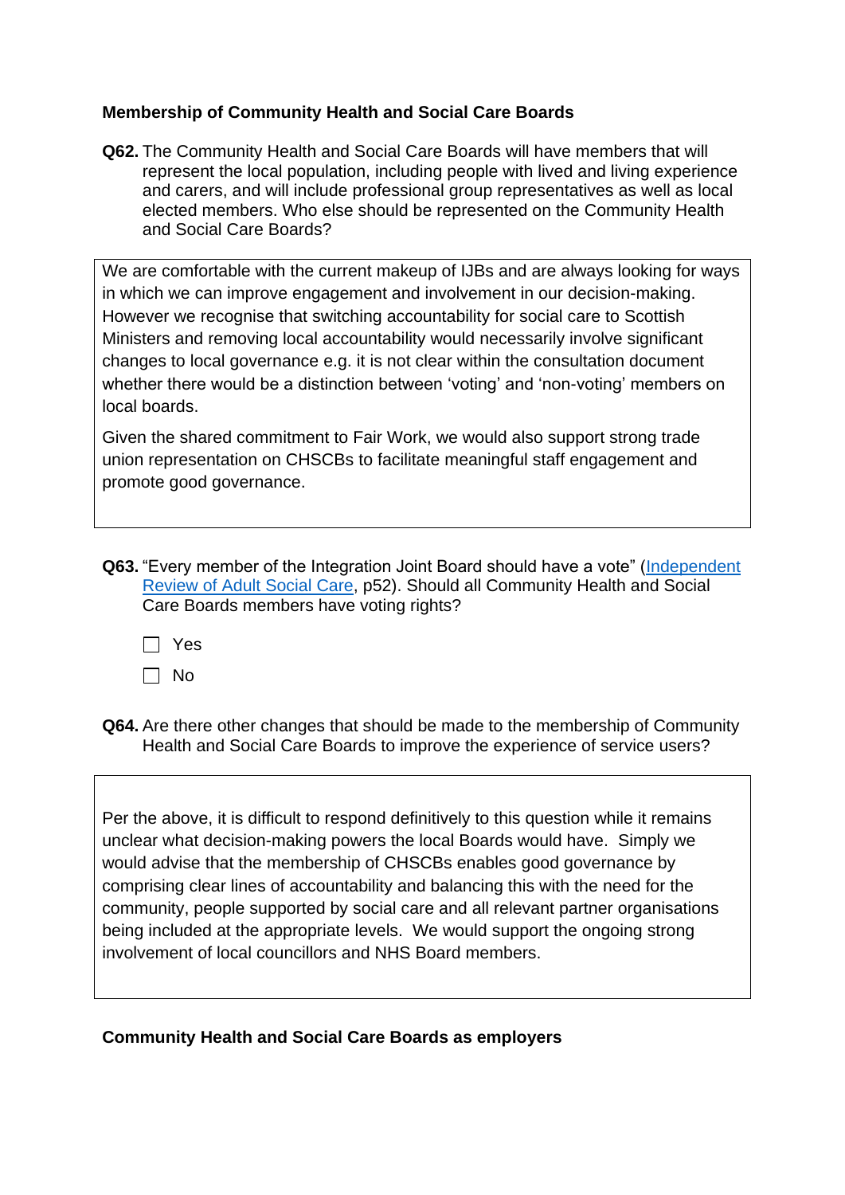**Membership of Community Health and Social Care Boards**

**Q62.** The Community Health and Social Care Boards will have members that will represent the local population, including people with lived and living experience and carers, and will include professional group representatives as well as local elected members. Who else should be represented on the Community Health and Social Care Boards?

> We are comfortable with the current makeup of IJBs and are always looking for ways in which we can improve engagement and involvement in our decision-making. However we recognise that switching accountability for social care to Scottish Ministers and removing local accountability would necessarily involve significant changes to local governance e.g. it is not clear within the consultation document whether there would be a distinction between 'voting' and 'non-voting' members on local boards.
>
> Given the shared commitment to Fair Work, we would also support strong trade union representation on CHSCBs to facilitate meaningful staff engagement and promote good governance.

**Q63.** "Every member of the Integration Joint Board should have a vote" (Independent Review of Adult Social Care, p52). Should all Community Health and Social Care Boards members have voting rights?

- [ ] Yes
- [ ] No

**Q64.** Are there other changes that should be made to the membership of Community Health and Social Care Boards to improve the experience of service users?

> Per the above, it is difficult to respond definitively to this question while it remains unclear what decision-making powers the local Boards would have. Simply we would advise that the membership of CHSCBs enables good governance by comprising clear lines of accountability and balancing this with the need for the community, people supported by social care and all relevant partner organisations being included at the appropriate levels. We would support the ongoing strong involvement of local councillors and NHS Board members.

**Community Health and Social Care Boards as employers**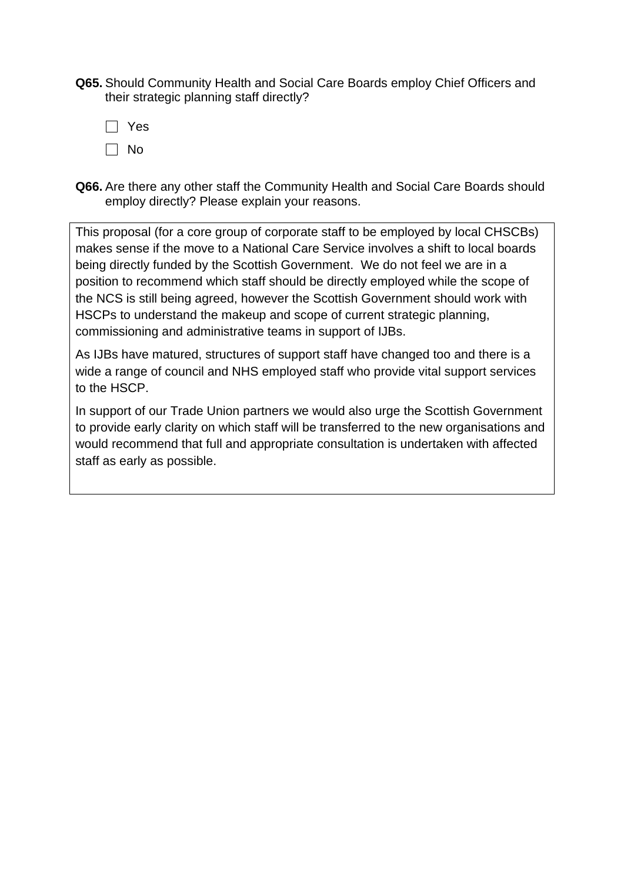**Q65.** Should Community Health and Social Care Boards employ Chief Officers and their strategic planning staff directly?

- [ ] Yes
- [ ] No

**Q66.** Are there any other staff the Community Health and Social Care Boards should employ directly? Please explain your reasons.

This proposal (for a core group of corporate staff to be employed by local CHSCBs) makes sense if the move to a National Care Service involves a shift to local boards being directly funded by the Scottish Government. We do not feel we are in a position to recommend which staff should be directly employed while the scope of the NCS is still being agreed, however the Scottish Government should work with HSCPs to understand the makeup and scope of current strategic planning, commissioning and administrative teams in support of IJBs.

As IJBs have matured, structures of support staff have changed too and there is a wide a range of council and NHS employed staff who provide vital support services to the HSCP.

In support of our Trade Union partners we would also urge the Scottish Government to provide early clarity on which staff will be transferred to the new organisations and would recommend that full and appropriate consultation is undertaken with affected staff as early as possible.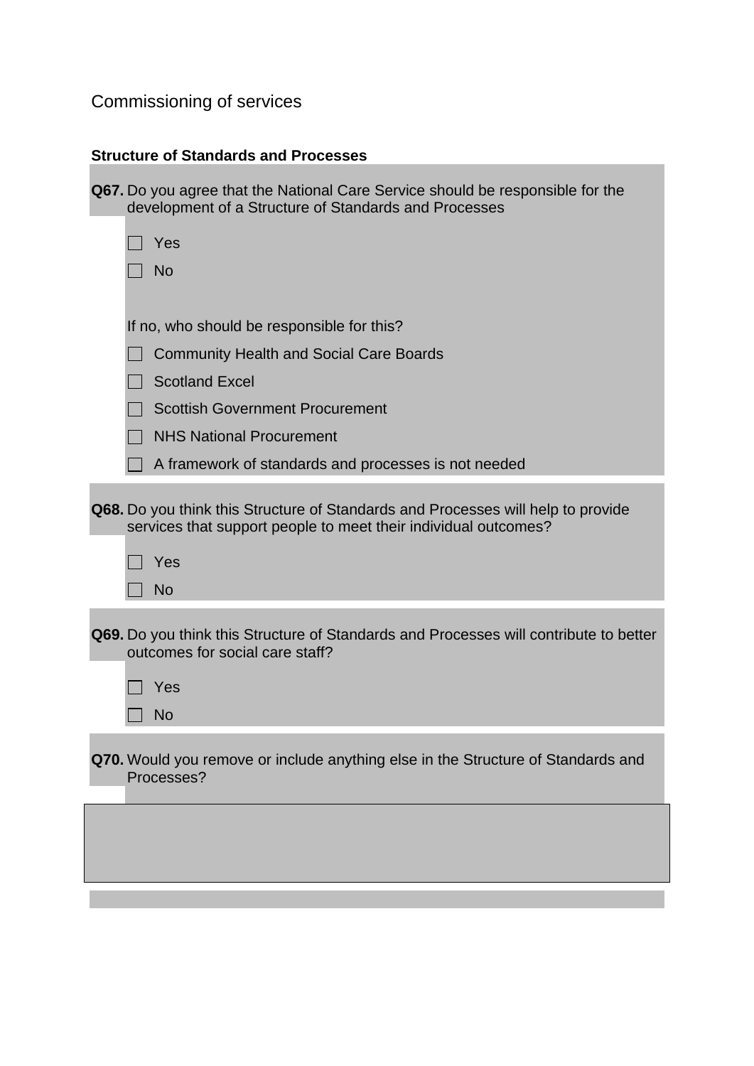## Commissioning of services

### Structure of Standards and Processes

**Q67.** Do you agree that the National Care Service should be responsible for the development of a Structure of Standards and Processes

- [ ] Yes
- [ ] No

If no, who should be responsible for this?

- [ ] Community Health and Social Care Boards
- [ ] Scotland Excel
- [ ] Scottish Government Procurement
- [ ] NHS National Procurement
- [ ] A framework of standards and processes is not needed

**Q68.** Do you think this Structure of Standards and Processes will help to provide services that support people to meet their individual outcomes?

- [ ] Yes
- [ ] No

**Q69.** Do you think this Structure of Standards and Processes will contribute to better outcomes for social care staff?

- [ ] Yes
- [ ] No

**Q70.** Would you remove or include anything else in the Structure of Standards and Processes?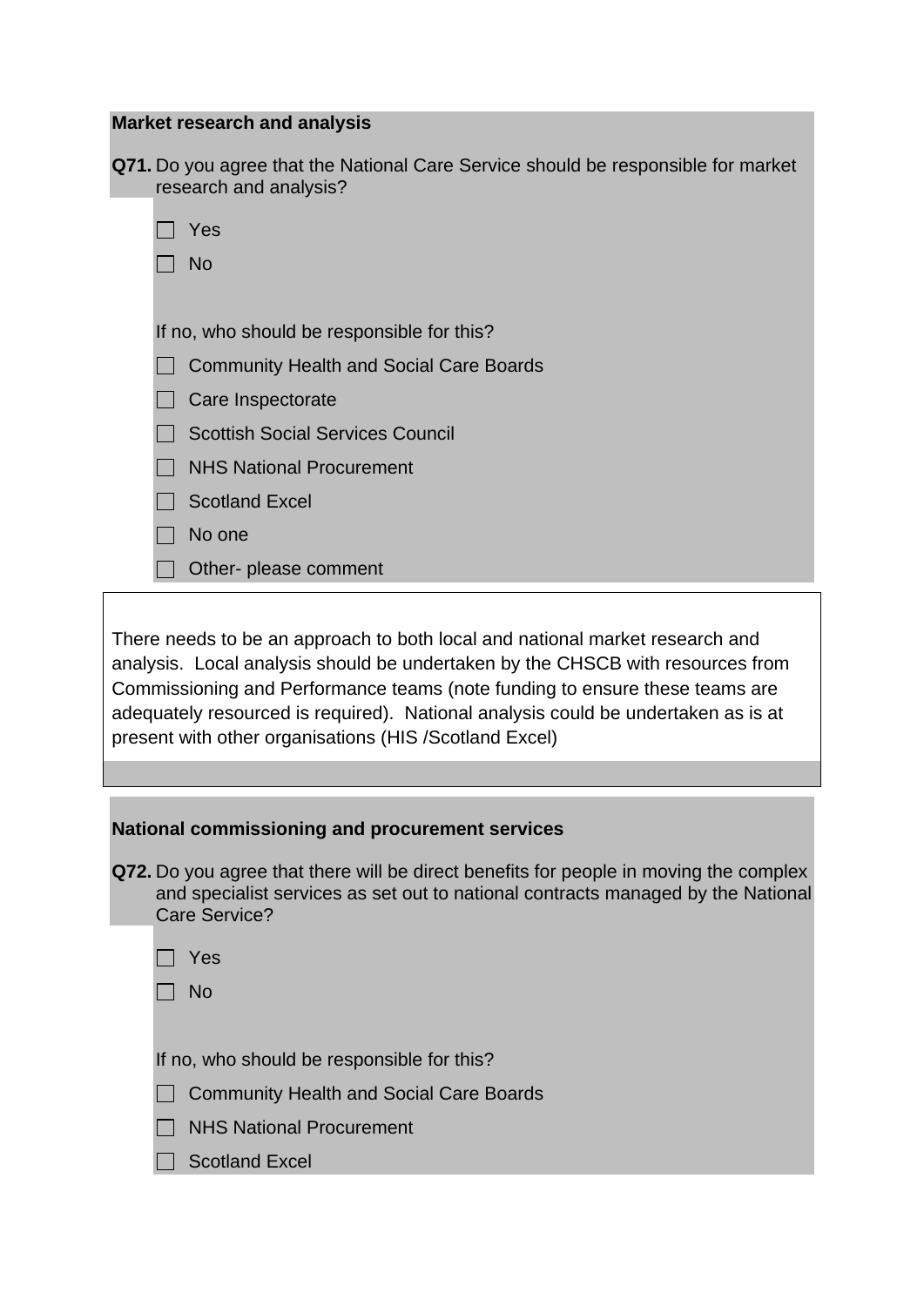**Market research and analysis**

**Q71.** Do you agree that the National Care Service should be responsible for market research and analysis?

- [ ] Yes
- [ ] No

If no, who should be responsible for this?

- [ ] Community Health and Social Care Boards
- [ ] Care Inspectorate
- [ ] Scottish Social Services Council
- [ ] NHS National Procurement
- [ ] Scotland Excel
- [ ] No one
- [ ] Other- please comment

There needs to be an approach to both local and national market research and analysis. Local analysis should be undertaken by the CHSCB with resources from Commissioning and Performance teams (note funding to ensure these teams are adequately resourced is required). National analysis could be undertaken as is at present with other organisations (HIS /Scotland Excel)

**National commissioning and procurement services**

**Q72.** Do you agree that there will be direct benefits for people in moving the complex and specialist services as set out to national contracts managed by the National Care Service?

- [ ] Yes
- [ ] No

If no, who should be responsible for this?

- [ ] Community Health and Social Care Boards
- [ ] NHS National Procurement
- [ ] Scotland Excel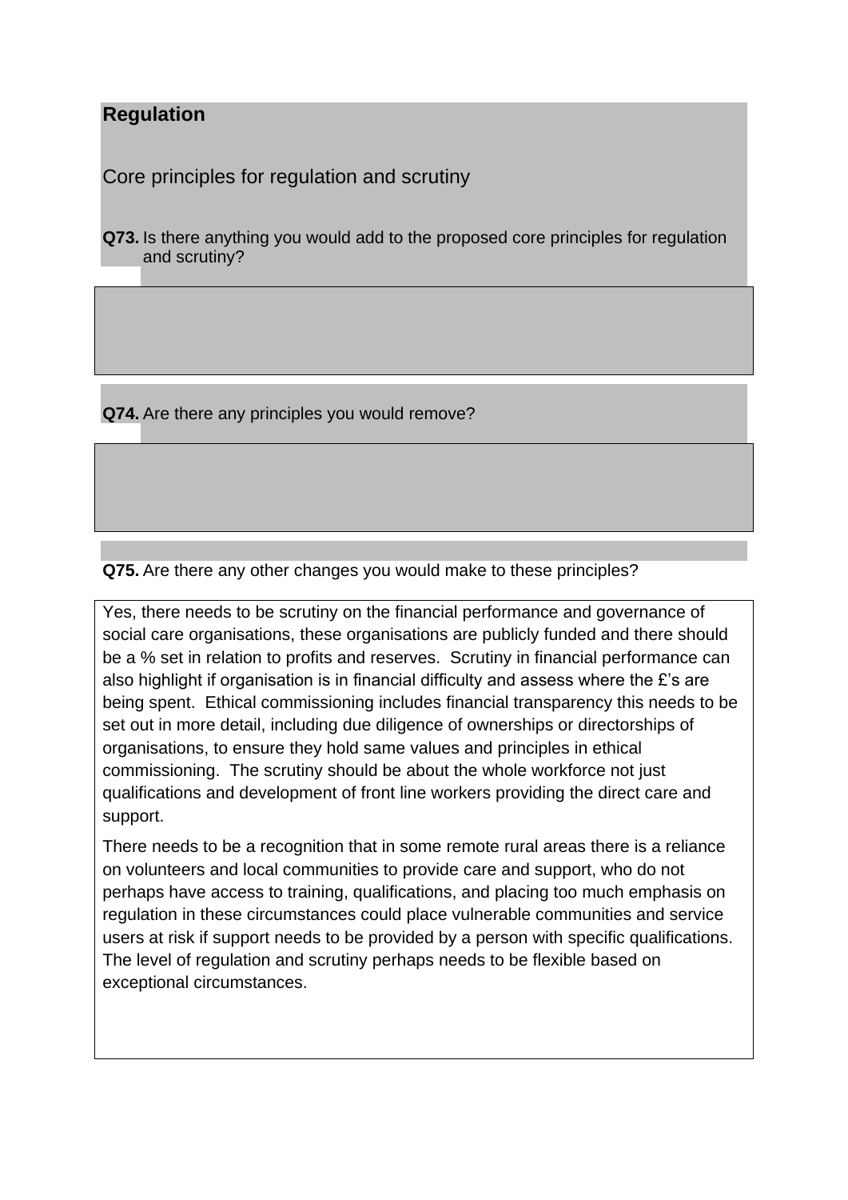## Regulation

### Core principles for regulation and scrutiny

**Q73.** Is there anything you would add to the proposed core principles for regulation and scrutiny?

**Q74.** Are there any principles you would remove?

**Q75.** Are there any other changes you would make to these principles?

Yes, there needs to be scrutiny on the financial performance and governance of social care organisations, these organisations are publicly funded and there should be a % set in relation to profits and reserves. Scrutiny in financial performance can also highlight if organisation is in financial difficulty and assess where the £'s are being spent. Ethical commissioning includes financial transparency this needs to be set out in more detail, including due diligence of ownerships or directorships of organisations, to ensure they hold same values and principles in ethical commissioning. The scrutiny should be about the whole workforce not just qualifications and development of front line workers providing the direct care and support.

There needs to be a recognition that in some remote rural areas there is a reliance on volunteers and local communities to provide care and support, who do not perhaps have access to training, qualifications, and placing too much emphasis on regulation in these circumstances could place vulnerable communities and service users at risk if support needs to be provided by a person with specific qualifications. The level of regulation and scrutiny perhaps needs to be flexible based on exceptional circumstances.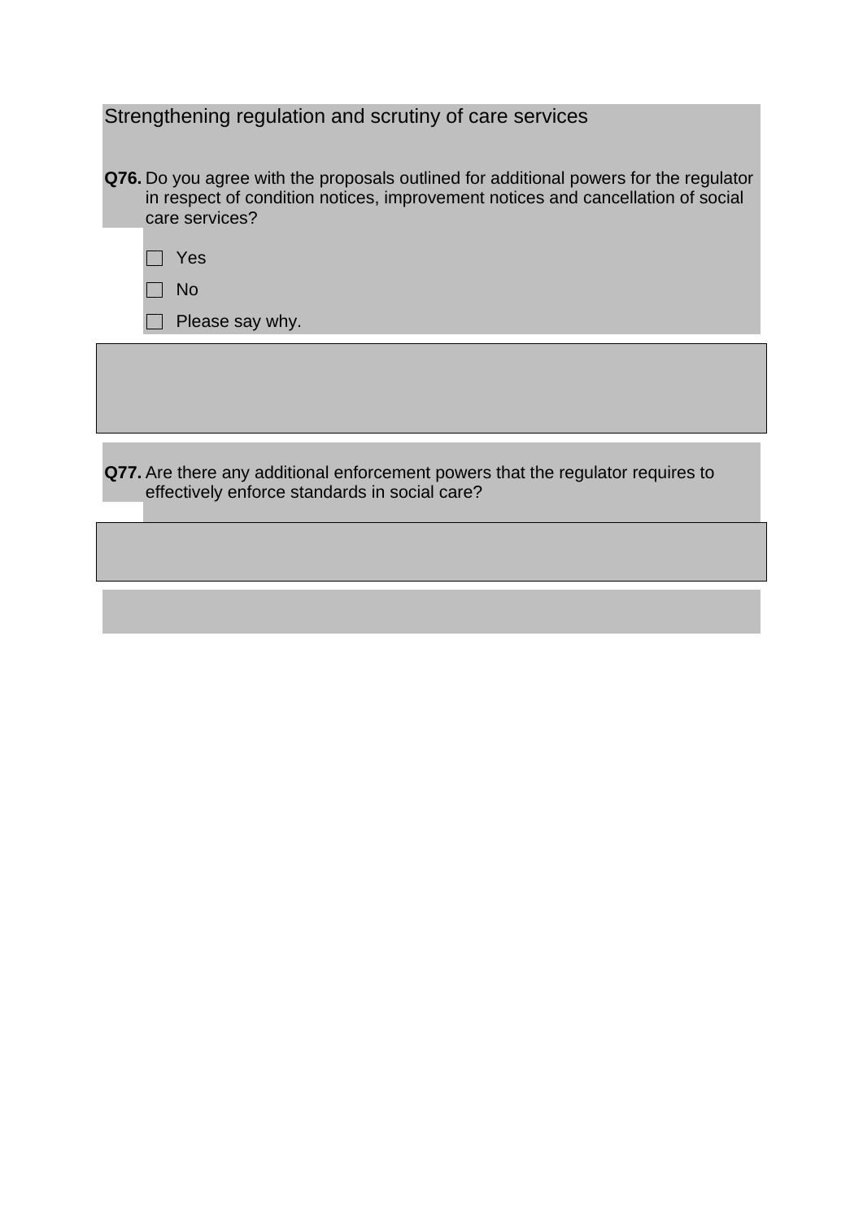## Strengthening regulation and scrutiny of care services

**Q76.** Do you agree with the proposals outlined for additional powers for the regulator in respect of condition notices, improvement notices and cancellation of social care services?

- ☐ Yes
- ☐ No
- ☐ Please say why.

**Q77.** Are there any additional enforcement powers that the regulator requires to effectively enforce standards in social care?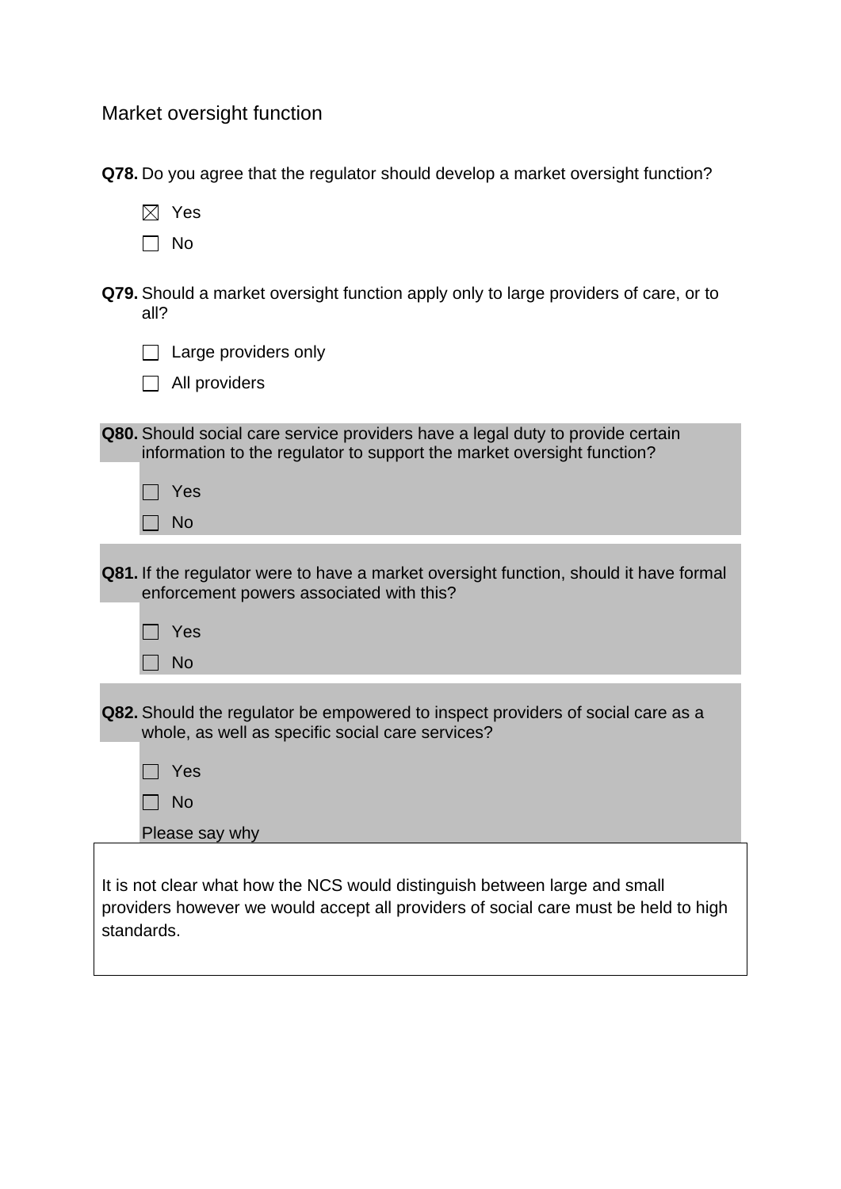## Market oversight function

**Q78.** Do you agree that the regulator should develop a market oversight function?

- [x] Yes
- [ ] No

**Q79.** Should a market oversight function apply only to large providers of care, or to all?

- [ ] Large providers only
- [ ] All providers

**Q80.** Should social care service providers have a legal duty to provide certain information to the regulator to support the market oversight function?

- [ ] Yes
- [ ] No

**Q81.** If the regulator were to have a market oversight function, should it have formal enforcement powers associated with this?

- [ ] Yes
- [ ] No

**Q82.** Should the regulator be empowered to inspect providers of social care as a whole, as well as specific social care services?

- [ ] Yes
- [ ] No

Please say why

It is not clear what how the NCS would distinguish between large and small providers however we would accept all providers of social care must be held to high standards.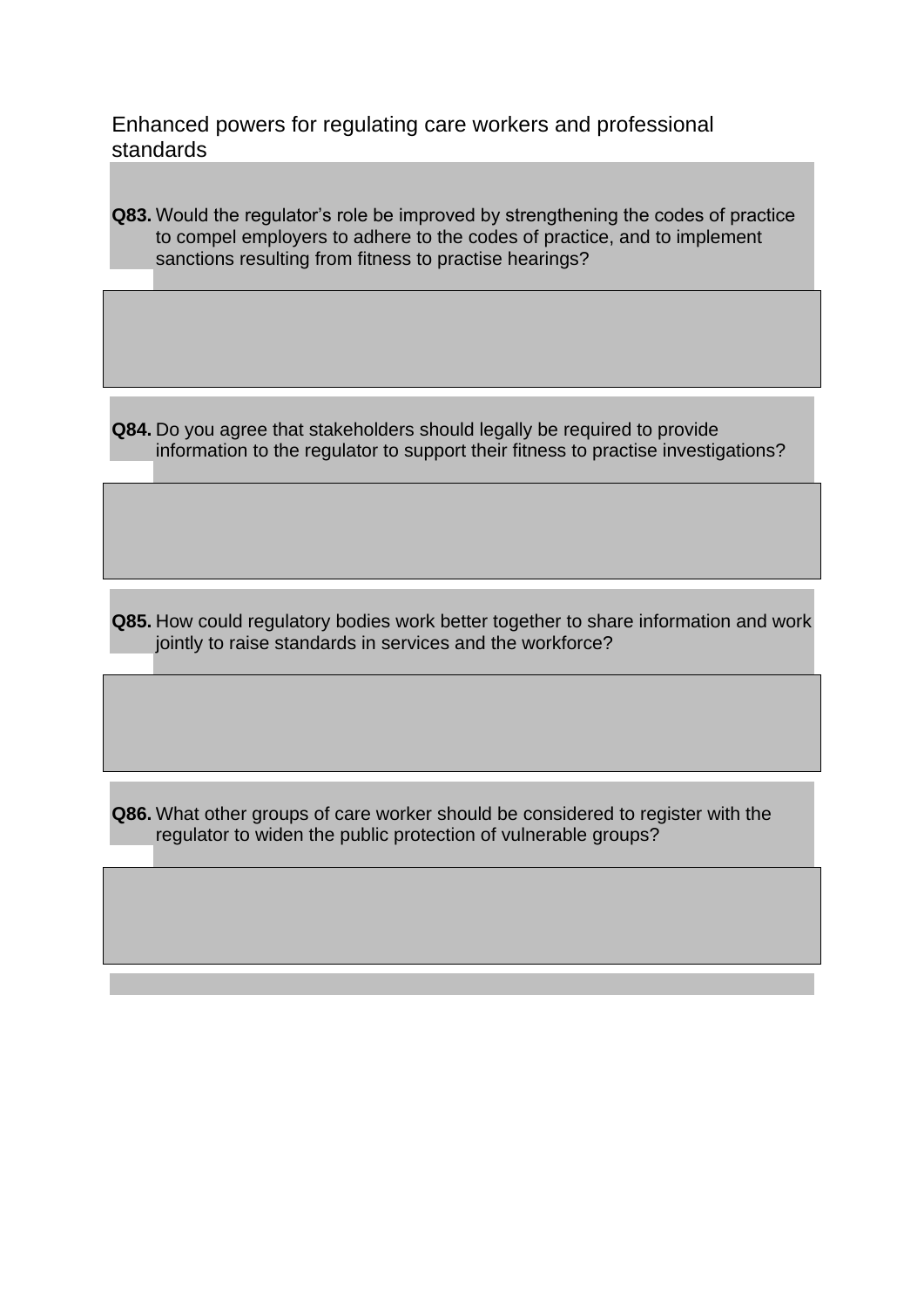## Enhanced powers for regulating care workers and professional standards

**Q83.** Would the regulator's role be improved by strengthening the codes of practice to compel employers to adhere to the codes of practice, and to implement sanctions resulting from fitness to practise hearings?

**Q84.** Do you agree that stakeholders should legally be required to provide information to the regulator to support their fitness to practise investigations?

**Q85.** How could regulatory bodies work better together to share information and work jointly to raise standards in services and the workforce?

**Q86.** What other groups of care worker should be considered to register with the regulator to widen the public protection of vulnerable groups?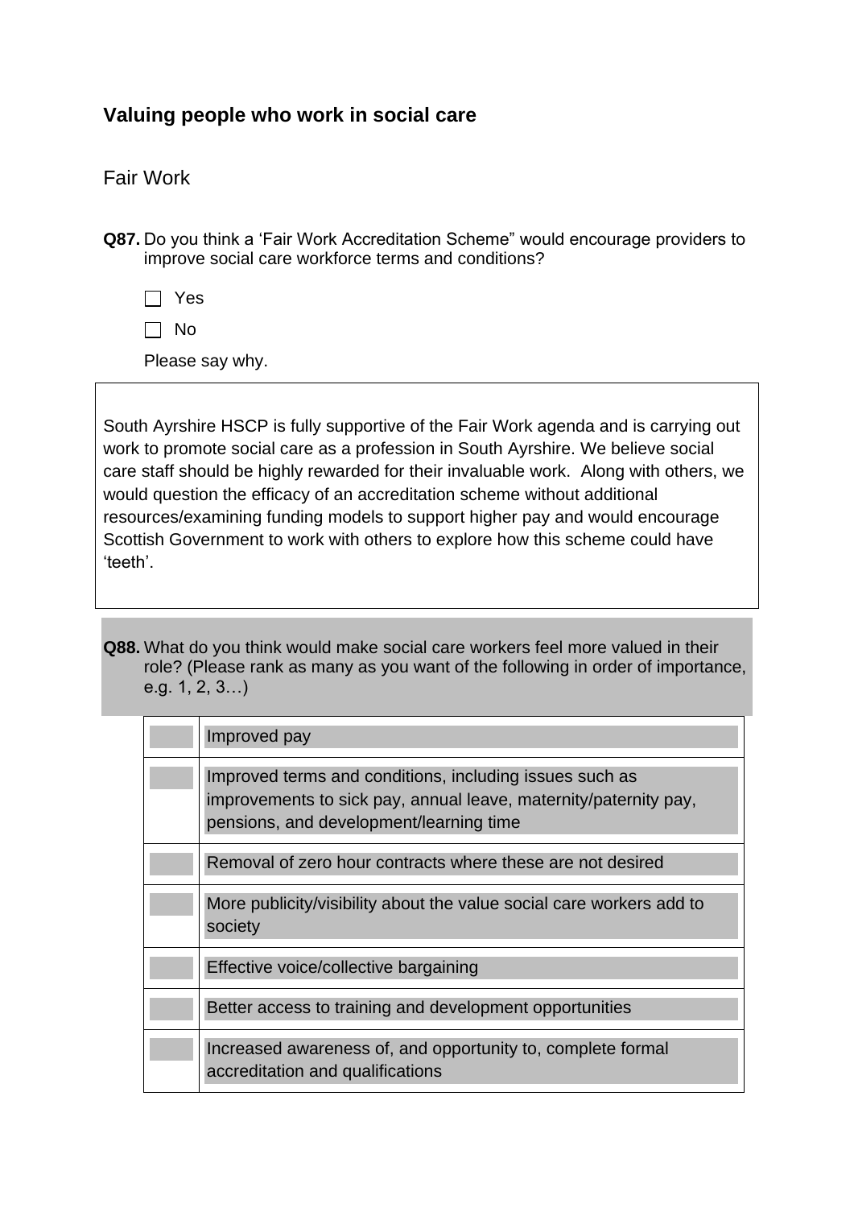## Valuing people who work in social care

### Fair Work

**Q87.** Do you think a 'Fair Work Accreditation Scheme" would encourage providers to improve social care workforce terms and conditions?

☐ Yes

☐ No

Please say why.

South Ayrshire HSCP is fully supportive of the Fair Work agenda and is carrying out work to promote social care as a profession in South Ayrshire. We believe social care staff should be highly rewarded for their invaluable work. Along with others, we would question the efficacy of an accreditation scheme without additional resources/examining funding models to support higher pay and would encourage Scottish Government to work with others to explore how this scheme could have 'teeth'.

**Q88.** What do you think would make social care workers feel more valued in their role? (Please rank as many as you want of the following in order of importance, e.g. 1, 2, 3…)

| | |
|---|---|
| | Improved pay |
| | Improved terms and conditions, including issues such as improvements to sick pay, annual leave, maternity/paternity pay, pensions, and development/learning time |
| | Removal of zero hour contracts where these are not desired |
| | More publicity/visibility about the value social care workers add to society |
| | Effective voice/collective bargaining |
| | Better access to training and development opportunities |
| | Increased awareness of, and opportunity to, complete formal accreditation and qualifications |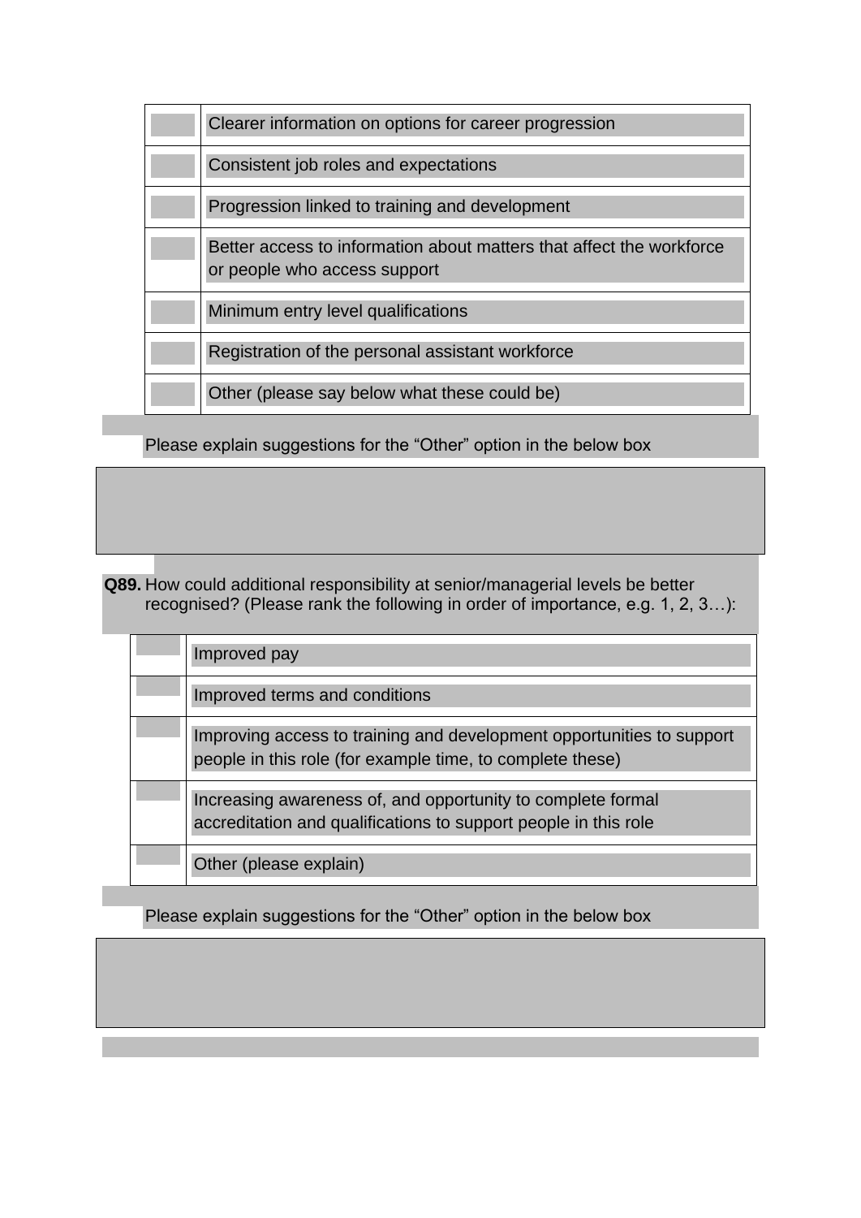| | |
|---|---|
| | Clearer information on options for career progression |
| | Consistent job roles and expectations |
| | Progression linked to training and development |
| | Better access to information about matters that affect the workforce or people who access support |
| | Minimum entry level qualifications |
| | Registration of the personal assistant workforce |
| | Other (please say below what these could be) |

Please explain suggestions for the “Other” option in the below box

**Q89.** How could additional responsibility at senior/managerial levels be better recognised? (Please rank the following in order of importance, e.g. 1, 2, 3…):

| | |
|---|---|
| | Improved pay |
| | Improved terms and conditions |
| | Improving access to training and development opportunities to support people in this role (for example time, to complete these) |
| | Increasing awareness of, and opportunity to complete formal accreditation and qualifications to support people in this role |
| | Other (please explain) |

Please explain suggestions for the “Other” option in the below box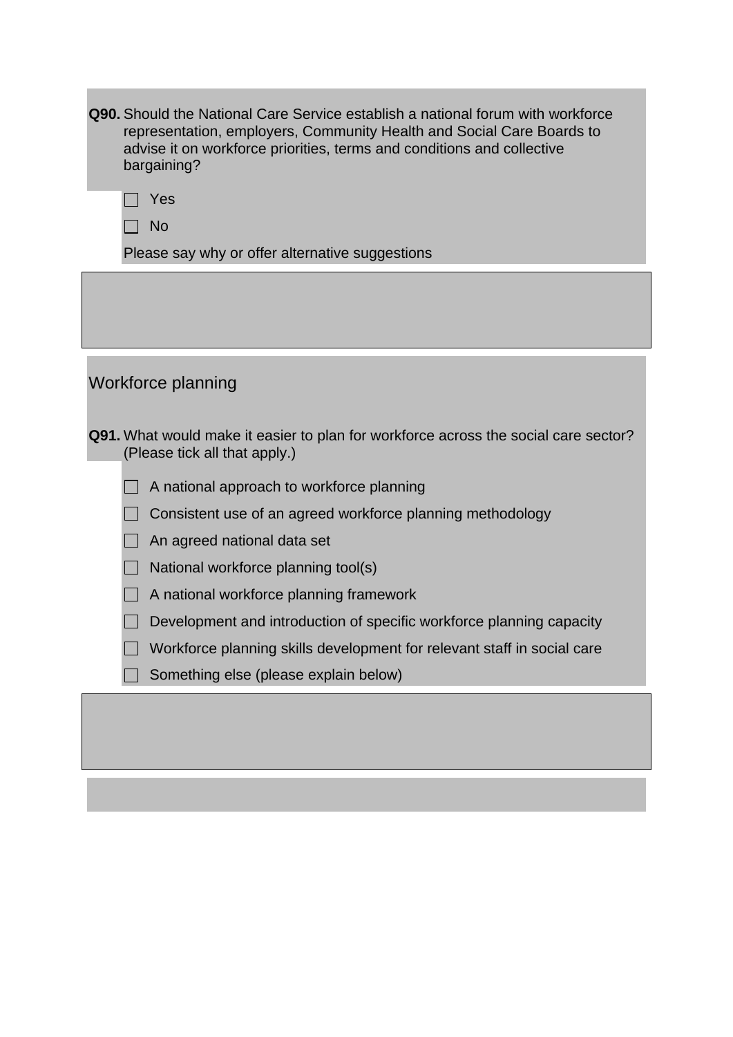**Q90.** Should the National Care Service establish a national forum with workforce representation, employers, Community Health and Social Care Boards to advise it on workforce priorities, terms and conditions and collective bargaining?

- [ ] Yes
- [ ] No

Please say why or offer alternative suggestions

## Workforce planning

**Q91.** What would make it easier to plan for workforce across the social care sector? (Please tick all that apply.)

- [ ] A national approach to workforce planning
- [ ] Consistent use of an agreed workforce planning methodology
- [ ] An agreed national data set
- [ ] National workforce planning tool(s)
- [ ] A national workforce planning framework
- [ ] Development and introduction of specific workforce planning capacity
- [ ] Workforce planning skills development for relevant staff in social care
- [ ] Something else (please explain below)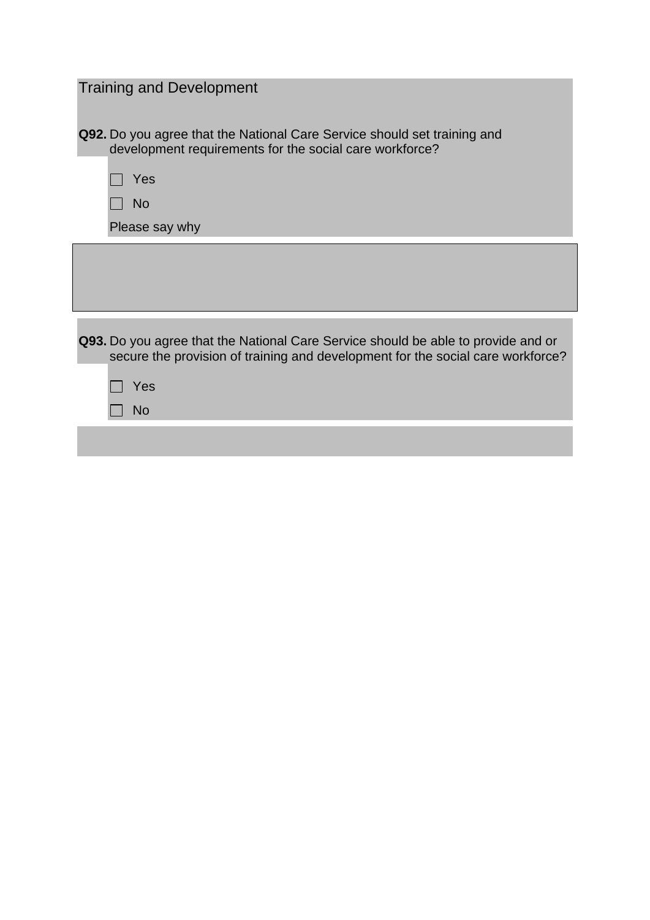## Training and Development

**Q92.** Do you agree that the National Care Service should set training and development requirements for the social care workforce?

- [ ] Yes
- [ ] No

Please say why

**Q93.** Do you agree that the National Care Service should be able to provide and or secure the provision of training and development for the social care workforce?

- [ ] Yes
- [ ] No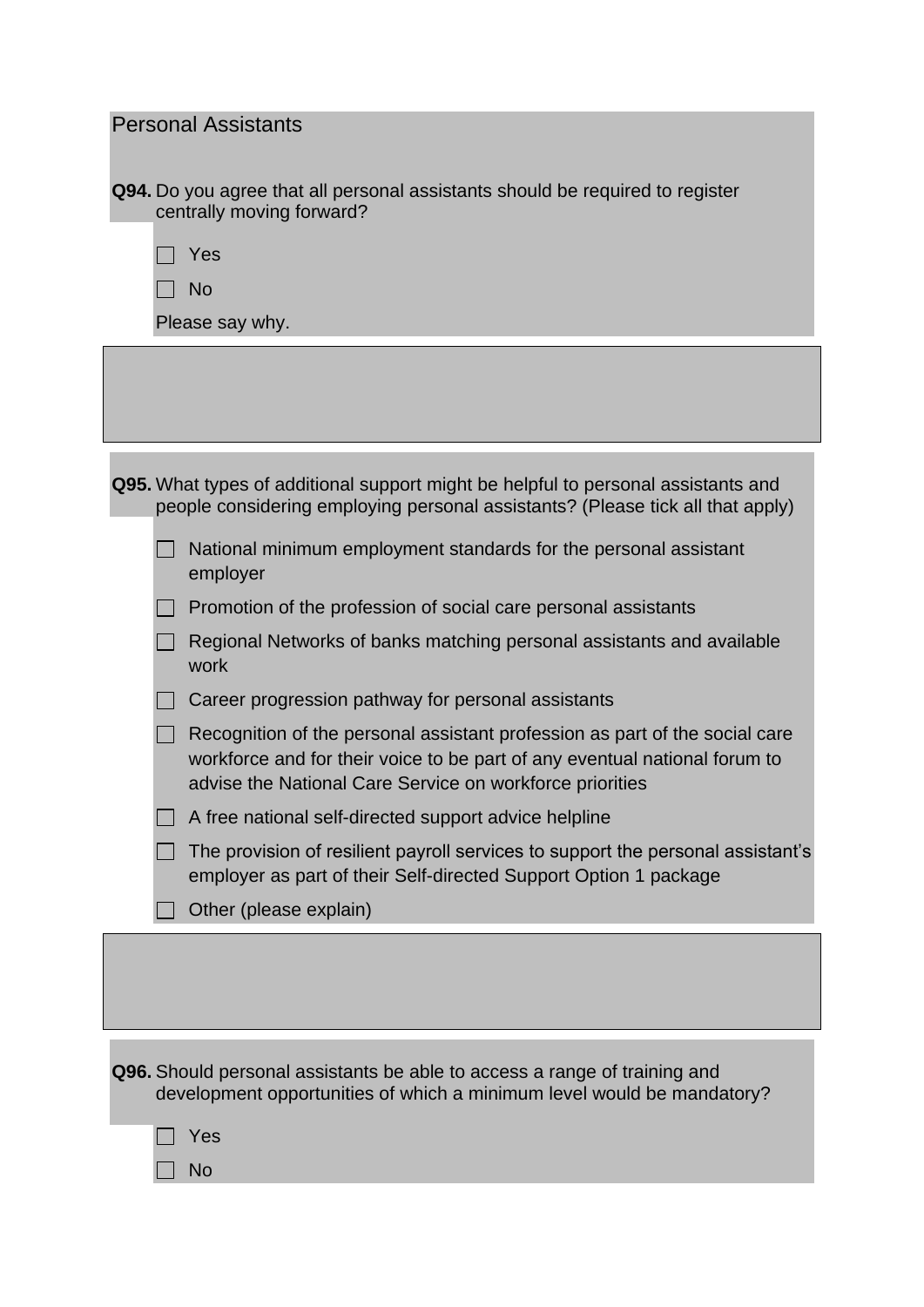## Personal Assistants

**Q94.** Do you agree that all personal assistants should be required to register centrally moving forward?

- [ ] Yes
- [ ] No

Please say why.

**Q95.** What types of additional support might be helpful to personal assistants and people considering employing personal assistants? (Please tick all that apply)

- [ ] National minimum employment standards for the personal assistant employer
- [ ] Promotion of the profession of social care personal assistants
- [ ] Regional Networks of banks matching personal assistants and available work
- [ ] Career progression pathway for personal assistants
- [ ] Recognition of the personal assistant profession as part of the social care workforce and for their voice to be part of any eventual national forum to advise the National Care Service on workforce priorities
- [ ] A free national self-directed support advice helpline
- [ ] The provision of resilient payroll services to support the personal assistant's employer as part of their Self-directed Support Option 1 package
- [ ] Other (please explain)

**Q96.** Should personal assistants be able to access a range of training and development opportunities of which a minimum level would be mandatory?

- [ ] Yes
- [ ] No